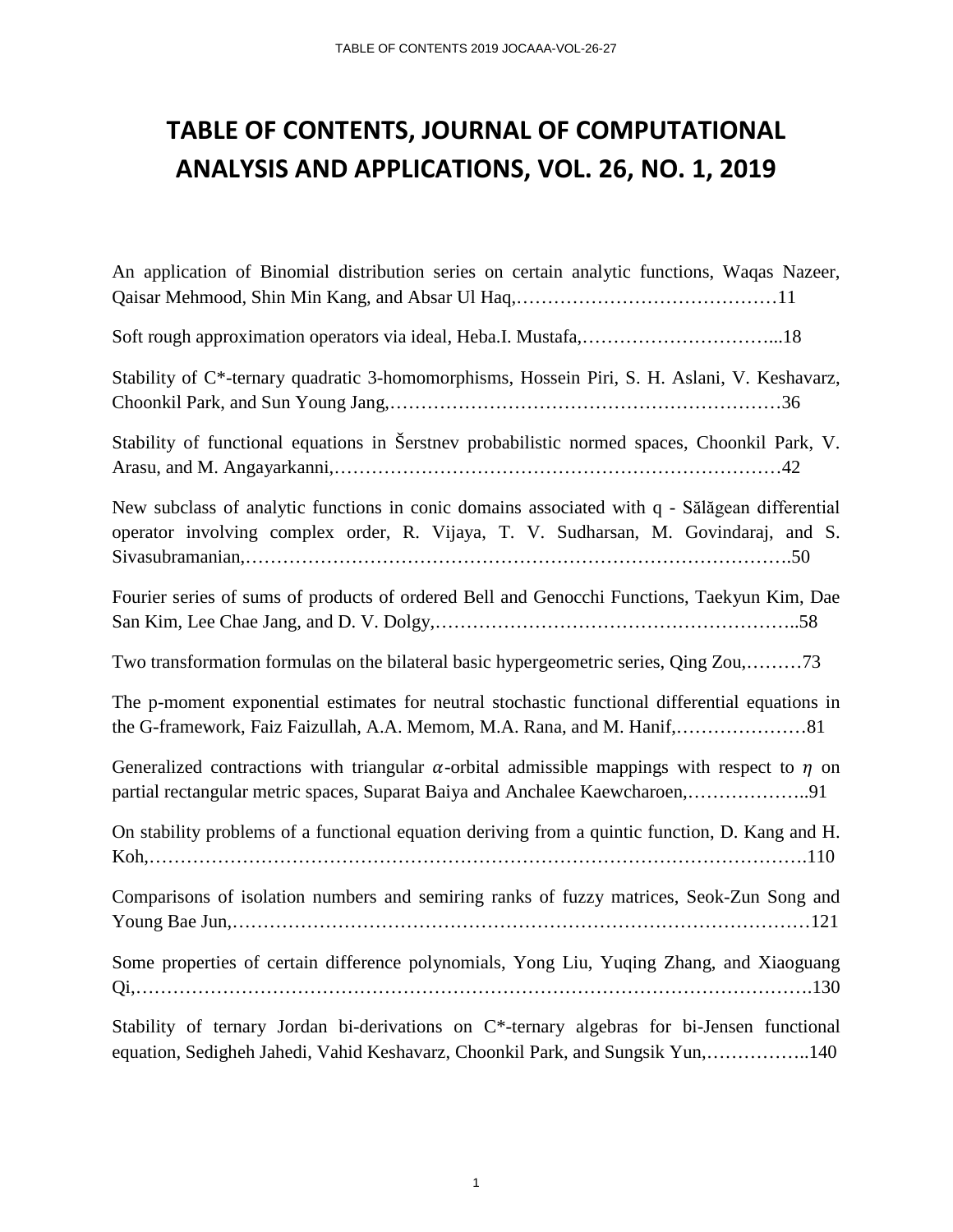# TABLE OF CONTENTS, JOURNAL OF COMPUTATIONAL ANALYSIS AND APPLICATIONS, VOL. 26, NO. 1, 2019

An application of Binomial distribution series on certain analytic functions, Waqas Nazeer, Qaisar Mehmood, Shin Min Kang, and Absar Ul Haq,……………………………………11

Soft rough approximation operators via ideal, Heba.I. Mustafa,…………………………...18

Stability of C*-ternary quadratic 3-homomorphisms, Hossein Piri, S. H. Aslani, V. Keshavarz, Choonkil Park, and Sun Young Jang,………………………………………………………36

Stability of functional equations in Šerstnev probabilistic normed spaces, Choonkil Park, V. Arasu, and M. Angayarkanni,………………………………………………………………42

New subclass of analytic functions in conic domains associated with q - Sălăgean differential operator involving complex order, R. Vijaya, T. V. Sudharsan, M. Govindaraj, and S. Sivasubramanian,………………………………………………………………………….50

Fourier series of sums of products of ordered Bell and Genocchi Functions, Taekyun Kim, Dae San Kim, Lee Chae Jang, and D. V. Dolgy,………………………………………………..58

Two transformation formulas on the bilateral basic hypergeometric series, Qing Zou,………73

The p-moment exponential estimates for neutral stochastic functional differential equations in the G-framework, Faiz Faizullah, A.A. Memom, M.A. Rana, and M. Hanif,…………………81

Generalized contractions with triangular $\alpha$-orbital admissible mappings with respect to $\eta$ on partial rectangular metric spaces, Suparat Baiya and Anchalee Kaewcharoen,………………..91

On stability problems of a functional equation deriving from a quintic function, D. Kang and H. Koh,……………………………………………………………………………………….110

Comparisons of isolation numbers and semiring ranks of fuzzy matrices, Seok-Zun Song and Young Bae Jun,……………………………………………………………………………121

Some properties of certain difference polynomials, Yong Liu, Yuqing Zhang, and Xiaoguang Qi,………………………………………………………………………………………….130

Stability of ternary Jordan bi-derivations on C*-ternary algebras for bi-Jensen functional equation, Sedigheh Jahedi, Vahid Keshavarz, Choonkil Park, and Sungsik Yun,……………..140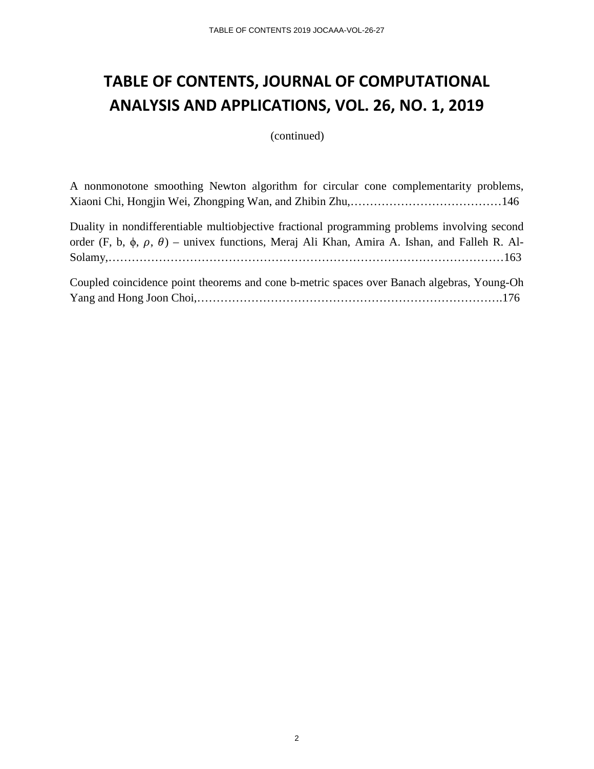# TABLE OF CONTENTS, JOURNAL OF COMPUTATIONAL ANALYSIS AND APPLICATIONS, VOL. 26, NO. 1, 2019

(continued)

A nonmonotone smoothing Newton algorithm for circular cone complementarity problems, Xiaoni Chi, Hongjin Wei, Zhongping Wan, and Zhibin Zhu,…………………………………146

Duality in nondifferentiable multiobjective fractional programming problems involving second order (F, b, $\phi$, $\rho$, $\theta$) – univex functions, Meraj Ali Khan, Amira A. Ishan, and Falleh R. Al-Solamy,……………………………………………………………………………………163

Coupled coincidence point theorems and cone b-metric spaces over Banach algebras, Young-Oh Yang and Hong Joon Choi,…………………………………………………………………….176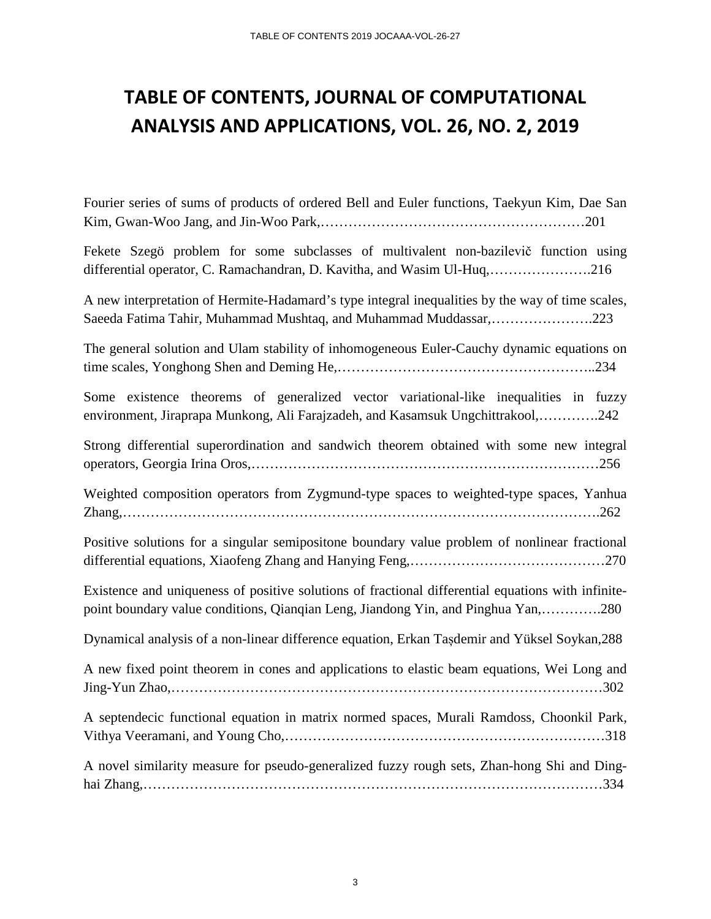# TABLE OF CONTENTS, JOURNAL OF COMPUTATIONAL ANALYSIS AND APPLICATIONS, VOL. 26, NO. 2, 2019

Fourier series of sums of products of ordered Bell and Euler functions, Taekyun Kim, Dae San Kim, Gwan-Woo Jang, and Jin-Woo Park,…………………………………………………201

Fekete Szegö problem for some subclasses of multivalent non-bazilevič function using differential operator, C. Ramachandran, D. Kavitha, and Wasim Ul-Huq,………………….216

A new interpretation of Hermite-Hadamard's type integral inequalities by the way of time scales, Saeeda Fatima Tahir, Muhammad Mushtaq, and Muhammad Muddassar,………………….223

The general solution and Ulam stability of inhomogeneous Euler-Cauchy dynamic equations on time scales, Yonghong Shen and Deming He,………………………………………………..234

Some existence theorems of generalized vector variational-like inequalities in fuzzy environment, Jiraprapa Munkong, Ali Farajzadeh, and Kasamsuk Ungchittrakool,………….242

Strong differential superordination and sandwich theorem obtained with some new integral operators, Georgia Irina Oros,………………………………………………………………256

Weighted composition operators from Zygmund-type spaces to weighted-type spaces, Yanhua Zhang,……………………………………………………………………………………….262

Positive solutions for a singular semipositone boundary value problem of nonlinear fractional differential equations, Xiaofeng Zhang and Hanying Feng,……………………………………270

Existence and uniqueness of positive solutions of fractional differential equations with infinite-point boundary value conditions, Qianqian Leng, Jiandong Yin, and Pinghua Yan,………….280

Dynamical analysis of a non-linear difference equation, Erkan Taşdemir and Yüksel Soykan,288

A new fixed point theorem in cones and applications to elastic beam equations, Wei Long and Jing-Yun Zhao,……………………………………………………………………………302

A septendecic functional equation in matrix normed spaces, Murali Ramdoss, Choonkil Park, Vithya Veeramani, and Young Cho,………………………………………………………318

A novel similarity measure for pseudo-generalized fuzzy rough sets, Zhan-hong Shi and Ding-hai Zhang,……………………………………………………………………………………334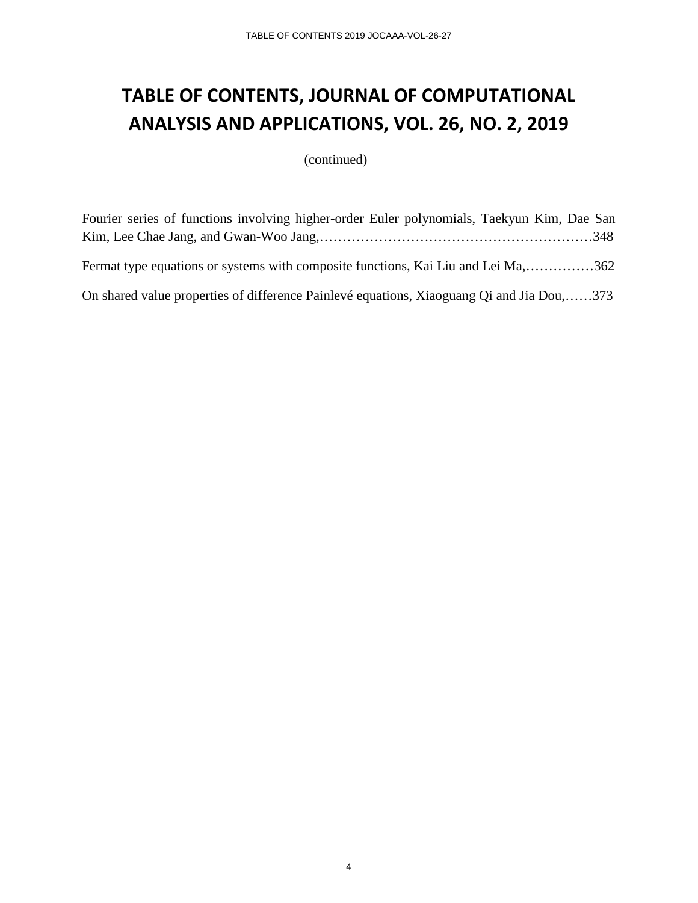# TABLE OF CONTENTS, JOURNAL OF COMPUTATIONAL ANALYSIS AND APPLICATIONS, VOL. 26, NO. 2, 2019

(continued)

Fourier series of functions involving higher-order Euler polynomials, Taekyun Kim, Dae San Kim, Lee Chae Jang, and Gwan-Woo Jang,……………………………………………………348

Fermat type equations or systems with composite functions, Kai Liu and Lei Ma,……………362

On shared value properties of difference Painlevé equations, Xiaoguang Qi and Jia Dou,……373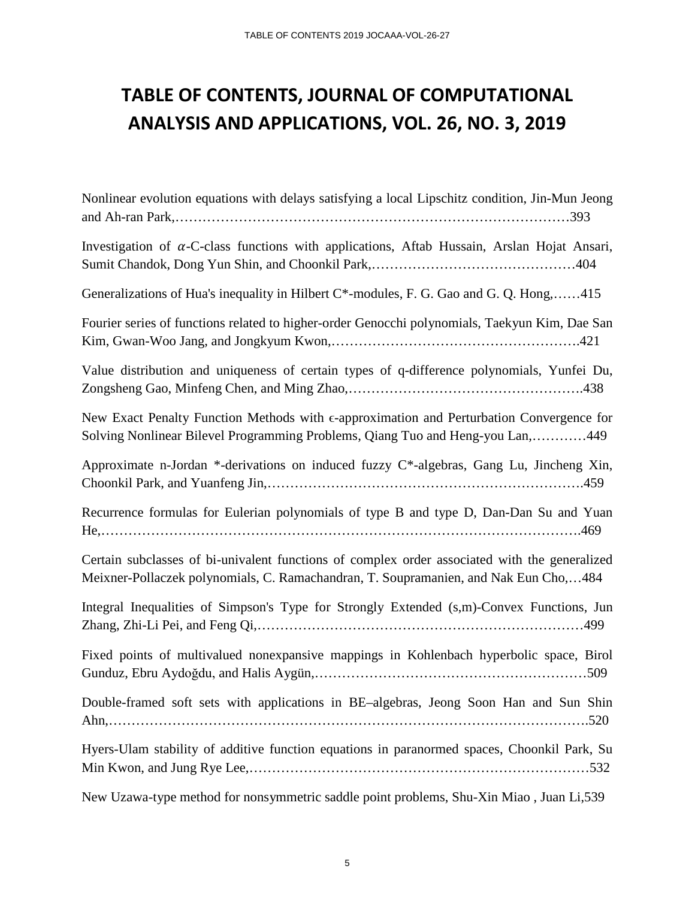# TABLE OF CONTENTS, JOURNAL OF COMPUTATIONAL ANALYSIS AND APPLICATIONS, VOL. 26, NO. 3, 2019

Nonlinear evolution equations with delays satisfying a local Lipschitz condition, Jin-Mun Jeong and Ah-ran Park,……………………………………………………………………………393

Investigation of $\alpha$-C-class functions with applications, Aftab Hussain, Arslan Hojat Ansari, Sumit Chandok, Dong Yun Shin, and Choonkil Park,………………………………………404

Generalizations of Hua's inequality in Hilbert C*-modules, F. G. Gao and G. Q. Hong,……415

Fourier series of functions related to higher-order Genocchi polynomials, Taekyun Kim, Dae San Kim, Gwan-Woo Jang, and Jongkyum Kwon,……………………………………………….421

Value distribution and uniqueness of certain types of q-difference polynomials, Yunfei Du, Zongsheng Gao, Minfeng Chen, and Ming Zhao,…………………………………………….438

New Exact Penalty Function Methods with $\epsilon$-approximation and Perturbation Convergence for Solving Nonlinear Bilevel Programming Problems, Qiang Tuo and Heng-you Lan,…………449

Approximate n-Jordan *-derivations on induced fuzzy C*-algebras, Gang Lu, Jincheng Xin, Choonkil Park, and Yuanfeng Jin,……………………………………………………………….459

Recurrence formulas for Eulerian polynomials of type B and type D, Dan-Dan Su and Yuan He,……………………………………………………………………………………………….469

Certain subclasses of bi-univalent functions of complex order associated with the generalized Meixner-Pollaczek polynomials, C. Ramachandran, T. Soupramanien, and Nak Eun Cho,…484

Integral Inequalities of Simpson's Type for Strongly Extended (s,m)-Convex Functions, Jun Zhang, Zhi-Li Pei, and Feng Qi,………………………………………………………………499

Fixed points of multivalued nonexpansive mappings in Kohlenbach hyperbolic space, Birol Gunduz, Ebru Aydoğdu, and Halis Aygün,……………………………………………………509

Double-framed soft sets with applications in BE–algebras, Jeong Soon Han and Sun Shin Ahn,……………………………………………………………………………………………….520

Hyers-Ulam stability of additive function equations in paranormed spaces, Choonkil Park, Su Min Kwon, and Jung Rye Lee,…………………………………………………………………532

New Uzawa-type method for nonsymmetric saddle point problems, Shu-Xin Miao , Juan Li,539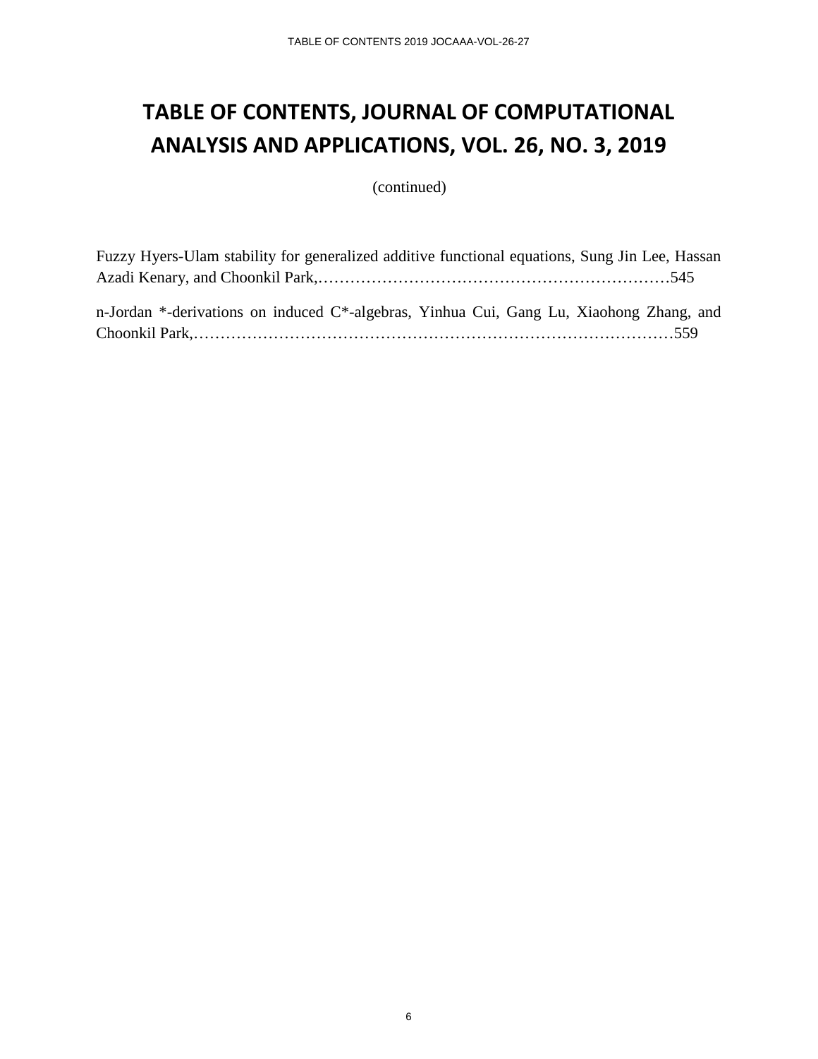# TABLE OF CONTENTS, JOURNAL OF COMPUTATIONAL ANALYSIS AND APPLICATIONS, VOL. 26, NO. 3, 2019

(continued)

Fuzzy Hyers-Ulam stability for generalized additive functional equations, Sung Jin Lee, Hassan Azadi Kenary, and Choonkil Park,…………………………………………………………545

n-Jordan *-derivations on induced C*-algebras, Yinhua Cui, Gang Lu, Xiaohong Zhang, and Choonkil Park,………………………………………………………………………………559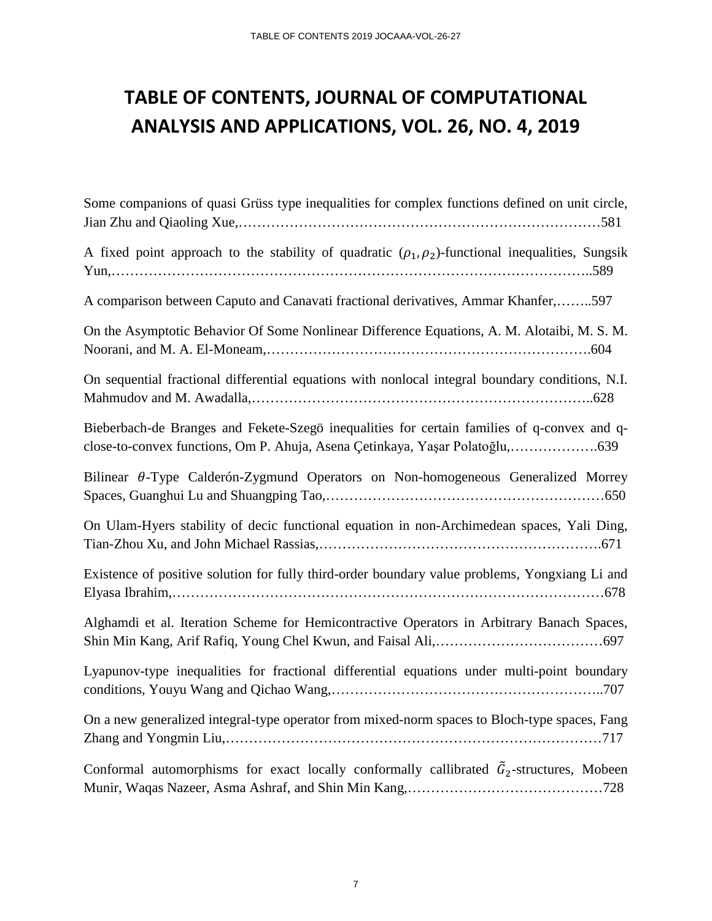# TABLE OF CONTENTS, JOURNAL OF COMPUTATIONAL ANALYSIS AND APPLICATIONS, VOL. 26, NO. 4, 2019

Some companions of quasi Grüss type inequalities for complex functions defined on unit circle, Jian Zhu and Qiaoling Xue,……………………………………………………………………581

A fixed point approach to the stability of quadratic $(\rho_1, \rho_2)$-functional inequalities, Sungsik Yun,…………………………………………………………………………………………..589

A comparison between Caputo and Canavati fractional derivatives, Ammar Khanfer,……..597

On the Asymptotic Behavior Of Some Nonlinear Difference Equations, A. M. Alotaibi, M. S. M. Noorani, and M. A. El-Moneam,…………………………………………………………….604

On sequential fractional differential equations with nonlocal integral boundary conditions, N.I. Mahmudov and M. Awadalla,………………………………………………………………..628

Bieberbach-de Branges and Fekete-Szegö inequalities for certain families of q-convex and q-close-to-convex functions, Om P. Ahuja, Asena Çetinkaya, Yaşar Polatoğlu,……………….639

Bilinear $\theta$-Type Calderón-Zygmund Operators on Non-homogeneous Generalized Morrey Spaces, Guanghui Lu and Shuangping Tao,……………………………………………………650

On Ulam-Hyers stability of decic functional equation in non-Archimedean spaces, Yali Ding, Tian-Zhou Xu, and John Michael Rassias,…………………………………………………….671

Existence of positive solution for fully third-order boundary value problems, Yongxiang Li and Elyasa Ibrahim,………………………………………………………………………………678

Alghamdi et al. Iteration Scheme for Hemicontractive Operators in Arbitrary Banach Spaces, Shin Min Kang, Arif Rafiq, Young Chel Kwun, and Faisal Ali,………………………………697

Lyapunov-type inequalities for fractional differential equations under multi-point boundary conditions, Youyu Wang and Qichao Wang,…………………………………………………..707

On a new generalized integral-type operator from mixed-norm spaces to Bloch-type spaces, Fang Zhang and Yongmin Liu,……………………………………………………………………717

Conformal automorphisms for exact locally conformally callibrated $\tilde{G}_2$-structures, Mobeen Munir, Waqas Nazeer, Asma Ashraf, and Shin Min Kang,……………………………………728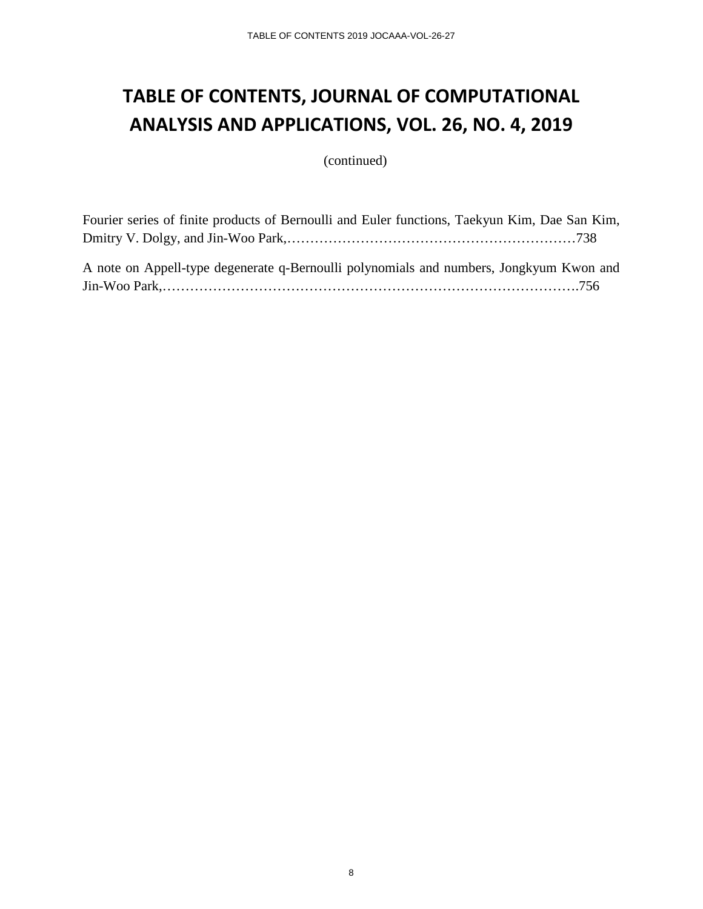# TABLE OF CONTENTS, JOURNAL OF COMPUTATIONAL ANALYSIS AND APPLICATIONS, VOL. 26, NO. 4, 2019

(continued)

Fourier series of finite products of Bernoulli and Euler functions, Taekyun Kim, Dae San Kim, Dmitry V. Dolgy, and Jin-Woo Park,………………………………………………………738

A note on Appell-type degenerate q-Bernoulli polynomials and numbers, Jongkyum Kwon and Jin-Woo Park,……………………………………………………………………………….756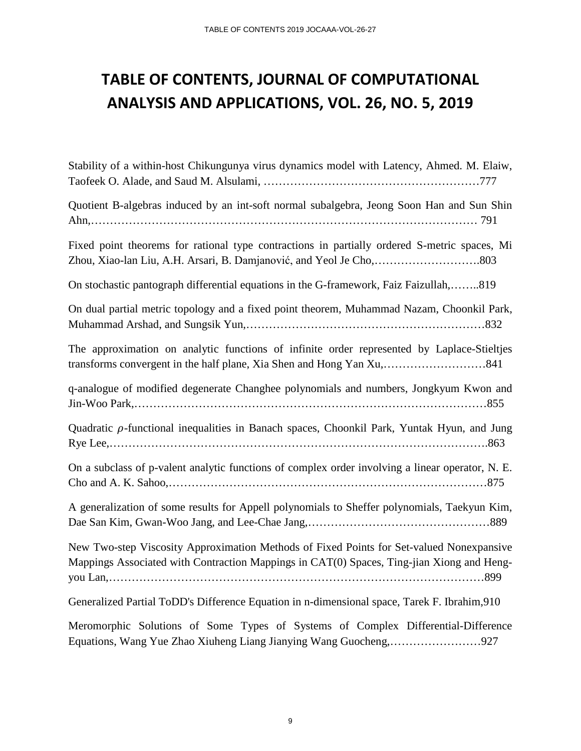# TABLE OF CONTENTS, JOURNAL OF COMPUTATIONAL ANALYSIS AND APPLICATIONS, VOL. 26, NO. 5, 2019

Stability of a within-host Chikungunya virus dynamics model with Latency, Ahmed. M. Elaiw, Taofeek O. Alade, and Saud M. Alsulami, …………………………………………………777

Quotient B-algebras induced by an int-soft normal subalgebra, Jeong Soon Han and Sun Shin Ahn,……………………………………………………………………………………… 791

Fixed point theorems for rational type contractions in partially ordered S-metric spaces, Mi Zhou, Xiao-lan Liu, A.H. Arsari, B. Damjanović, and Yeol Je Cho,……………………….803

On stochastic pantograph differential equations in the G-framework, Faiz Faizullah,……..819

On dual partial metric topology and a fixed point theorem, Muhammad Nazam, Choonkil Park, Muhammad Arshad, and Sungsik Yun,……………………………………………………832

The approximation on analytic functions of infinite order represented by Laplace-Stieltjes transforms convergent in the half plane, Xia Shen and Hong Yan Xu,………………………841

q-analogue of modified degenerate Changhee polynomials and numbers, Jongkyum Kwon and Jin-Woo Park,………………………………………………………………………………855

Quadratic $\rho$-functional inequalities in Banach spaces, Choonkil Park, Yuntak Hyun, and Jung Rye Lee,…………………………………………………………………………………….863

On a subclass of p-valent analytic functions of complex order involving a linear operator, N. E. Cho and A. K. Sahoo,………………………………………………………………………875

A generalization of some results for Appell polynomials to Sheffer polynomials, Taekyun Kim, Dae San Kim, Gwan-Woo Jang, and Lee-Chae Jang,…………………………………………889

New Two-step Viscosity Approximation Methods of Fixed Points for Set-valued Nonexpansive Mappings Associated with Contraction Mappings in CAT(0) Spaces, Ting-jian Xiong and Heng-you Lan,……………………………………………………………………………………899

Generalized Partial ToDD's Difference Equation in n-dimensional space, Tarek F. Ibrahim,910

Meromorphic Solutions of Some Types of Systems of Complex Differential-Difference Equations, Wang Yue Zhao Xiuheng Liang Jianying Wang Guocheng,……………………927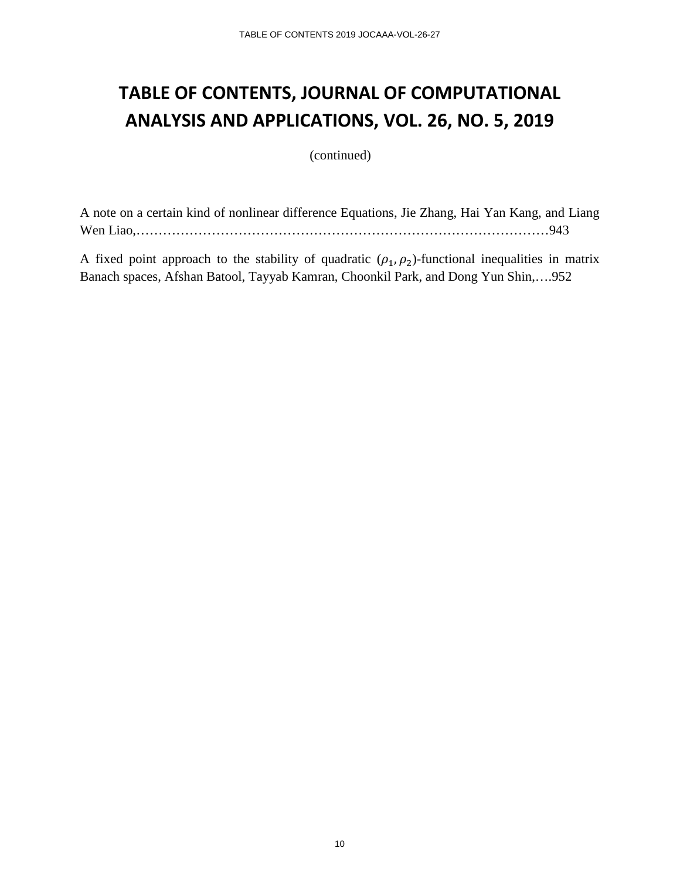# TABLE OF CONTENTS, JOURNAL OF COMPUTATIONAL ANALYSIS AND APPLICATIONS, VOL. 26, NO. 5, 2019

(continued)

A note on a certain kind of nonlinear difference Equations, Jie Zhang, Hai Yan Kang, and Liang Wen Liao,……………………………………………………………………………………943

A fixed point approach to the stability of quadratic $(\rho_1, \rho_2)$-functional inequalities in matrix Banach spaces, Afshan Batool, Tayyab Kamran, Choonkil Park, and Dong Yun Shin,….952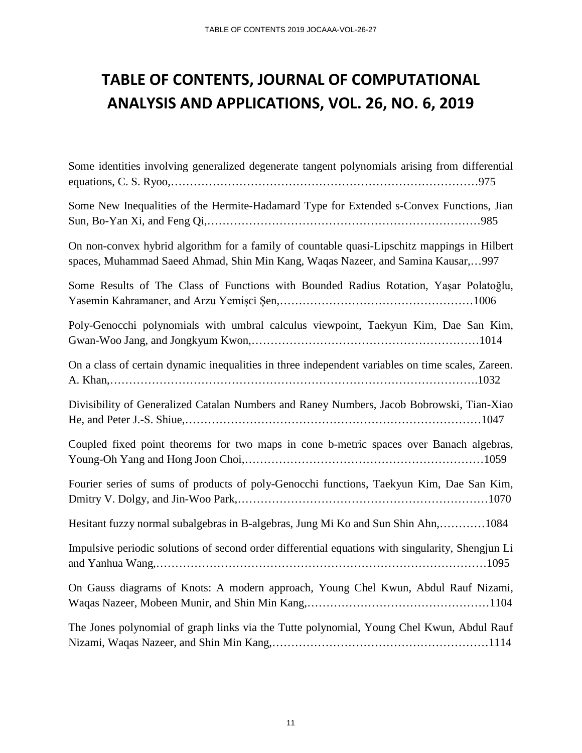# TABLE OF CONTENTS, JOURNAL OF COMPUTATIONAL ANALYSIS AND APPLICATIONS, VOL. 26, NO. 6, 2019

Some identities involving generalized degenerate tangent polynomials arising from differential equations, C. S. Ryoo,……………………………………………………………………………975

Some New Inequalities of the Hermite-Hadamard Type for Extended s-Convex Functions, Jian Sun, Bo-Yan Xi, and Feng Qi,…………………………………………………………………985

On non-convex hybrid algorithm for a family of countable quasi-Lipschitz mappings in Hilbert spaces, Muhammad Saeed Ahmad, Shin Min Kang, Waqas Nazeer, and Samina Kausar,…997

Some Results of The Class of Functions with Bounded Radius Rotation, Yaşar Polatoğlu, Yasemin Kahramaner, and Arzu Yemişci Şen,……………………………………………1006

Poly-Genocchi polynomials with umbral calculus viewpoint, Taekyun Kim, Dae San Kim, Gwan-Woo Jang, and Jongkyum Kwon,……………………………………………………1014

On a class of certain dynamic inequalities in three independent variables on time scales, Zareen. A. Khan,…………………………………………………………………………………….1032

Divisibility of Generalized Catalan Numbers and Raney Numbers, Jacob Bobrowski, Tian-Xiao He, and Peter J.-S. Shiue,………………………………………………………………………1047

Coupled fixed point theorems for two maps in cone b-metric spaces over Banach algebras, Young-Oh Yang and Hong Joon Choi,………………………………………………………1059

Fourier series of sums of products of poly-Genocchi functions, Taekyun Kim, Dae San Kim, Dmitry V. Dolgy, and Jin-Woo Park,…………………………………………………………1070

Hesitant fuzzy normal subalgebras in B-algebras, Jung Mi Ko and Sun Shin Ahn,…………1084

Impulsive periodic solutions of second order differential equations with singularity, Shengjun Li and Yanhua Wang,…………………………………………………………………………1095

On Gauss diagrams of Knots: A modern approach, Young Chel Kwun, Abdul Rauf Nizami, Waqas Nazeer, Mobeen Munir, and Shin Min Kang,…………………………………………1104

The Jones polynomial of graph links via the Tutte polynomial, Young Chel Kwun, Abdul Rauf Nizami, Waqas Nazeer, and Shin Min Kang,…………………………………………………1114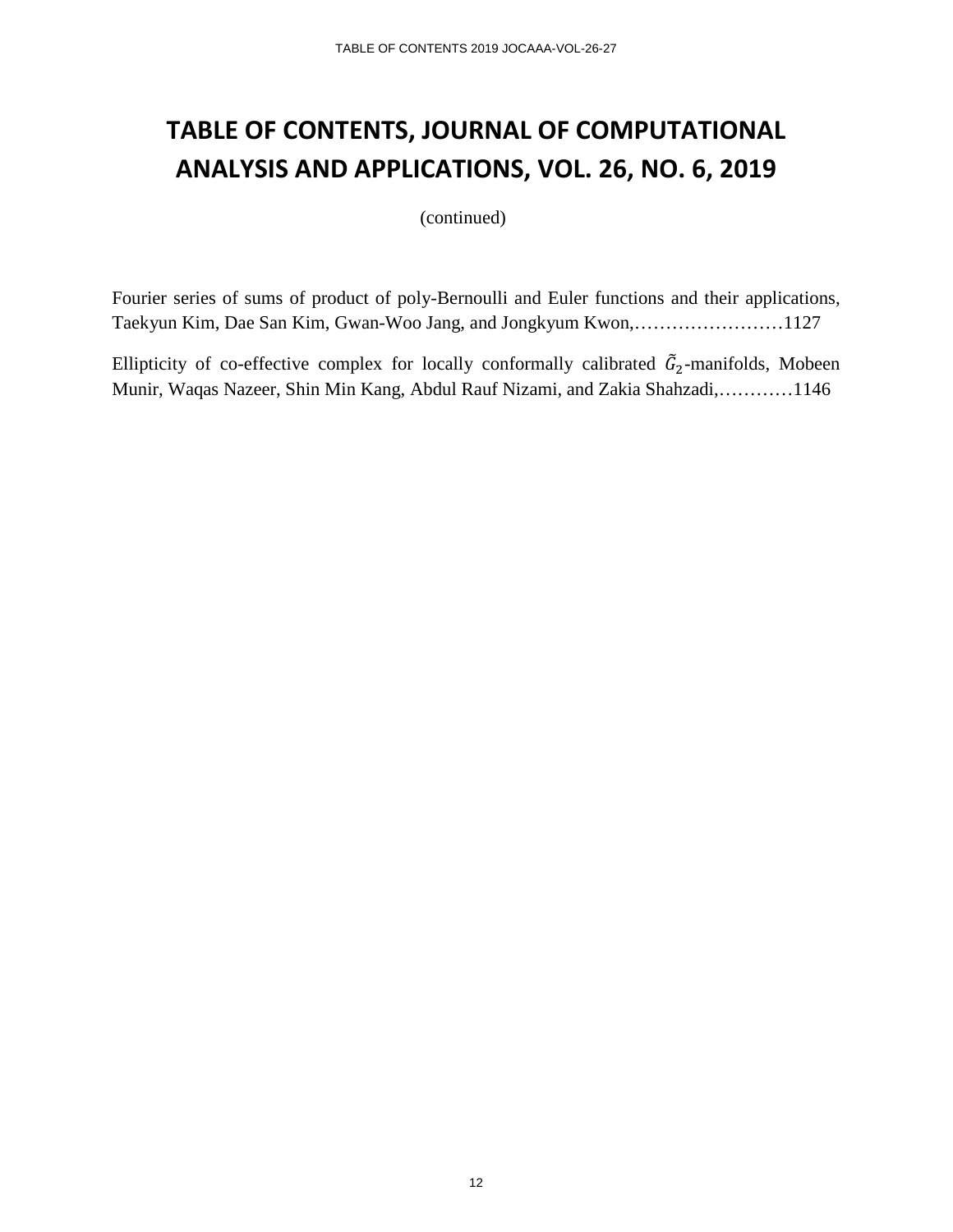# TABLE OF CONTENTS, JOURNAL OF COMPUTATIONAL ANALYSIS AND APPLICATIONS, VOL. 26, NO. 6, 2019

(continued)

Fourier series of sums of product of poly-Bernoulli and Euler functions and their applications, Taekyun Kim, Dae San Kim, Gwan-Woo Jang, and Jongkyum Kwon,……………………1127

Ellipticity of co-effective complex for locally conformally calibrated $\tilde{G}_2$-manifolds, Mobeen Munir, Waqas Nazeer, Shin Min Kang, Abdul Rauf Nizami, and Zakia Shahzadi,…………1146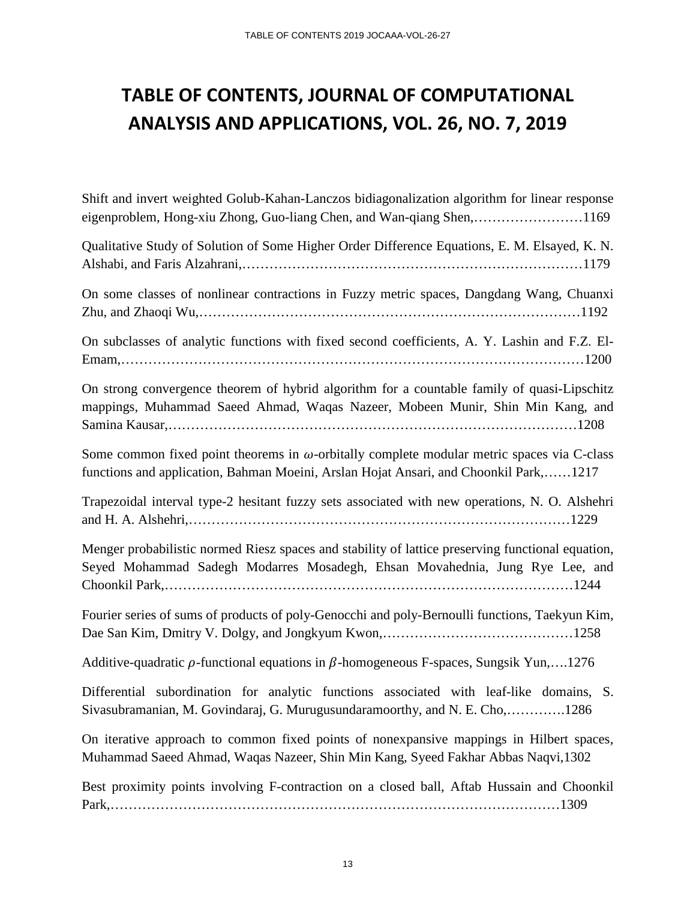# TABLE OF CONTENTS, JOURNAL OF COMPUTATIONAL ANALYSIS AND APPLICATIONS, VOL. 26, NO. 7, 2019

Shift and invert weighted Golub-Kahan-Lanczos bidiagonalization algorithm for linear response eigenproblem, Hong-xiu Zhong, Guo-liang Chen, and Wan-qiang Shen,……………………1169

Qualitative Study of Solution of Some Higher Order Difference Equations, E. M. Elsayed, K. N. Alshabi, and Faris Alzahrani,………………………………………………………………1179

On some classes of nonlinear contractions in Fuzzy metric spaces, Dangdang Wang, Chuanxi Zhu, and Zhaoqi Wu,………………………………………………………………………1192

On subclasses of analytic functions with fixed second coefficients, A. Y. Lashin and F.Z. El-Emam,……………………………………………………………………………………1200

On strong convergence theorem of hybrid algorithm for a countable family of quasi-Lipschitz mappings, Muhammad Saeed Ahmad, Waqas Nazeer, Mobeen Munir, Shin Min Kang, and Samina Kausar,……………………………………………………………………………1208

Some common fixed point theorems in $\omega$-orbitally complete modular metric spaces via C-class functions and application, Bahman Moeini, Arslan Hojat Ansari, and Choonkil Park,……1217

Trapezoidal interval type-2 hesitant fuzzy sets associated with new operations, N. O. Alshehri and H. A. Alshehri,………………………………………………………………………1229

Menger probabilistic normed Riesz spaces and stability of lattice preserving functional equation, Seyed Mohammad Sadegh Modarres Mosadegh, Ehsan Movahednia, Jung Rye Lee, and Choonkil Park,……………………………………………………………………………1244

Fourier series of sums of products of poly-Genocchi and poly-Bernoulli functions, Taekyun Kim, Dae San Kim, Dmitry V. Dolgy, and Jongkyum Kwon,……………………………………1258

Additive-quadratic $\rho$-functional equations in $\beta$-homogeneous F-spaces, Sungsik Yun,….1276

Differential subordination for analytic functions associated with leaf-like domains, S. Sivasubramanian, M. Govindaraj, G. Murugusundaramoorthy, and N. E. Cho,………….1286

On iterative approach to common fixed points of nonexpansive mappings in Hilbert spaces, Muhammad Saeed Ahmad, Waqas Nazeer, Shin Min Kang, Syeed Fakhar Abbas Naqvi,1302

Best proximity points involving F-contraction on a closed ball, Aftab Hussain and Choonkil Park,……………………………………………………………………………………1309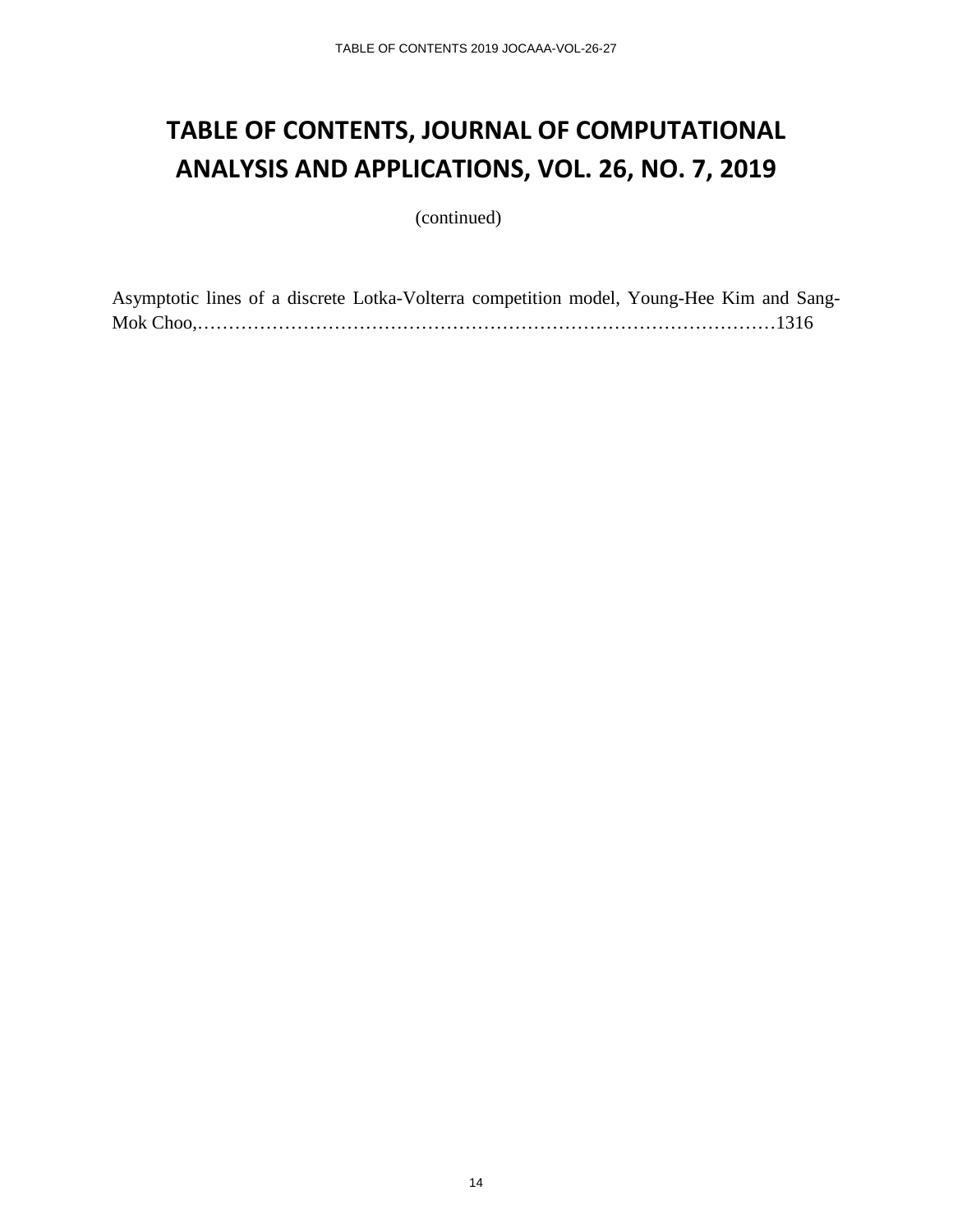# TABLE OF CONTENTS, JOURNAL OF COMPUTATIONAL ANALYSIS AND APPLICATIONS, VOL. 26, NO. 7, 2019

(continued)

Asymptotic lines of a discrete Lotka-Volterra competition model, Young-Hee Kim and Sang-Mok Choo,………………………………………………………………………………1316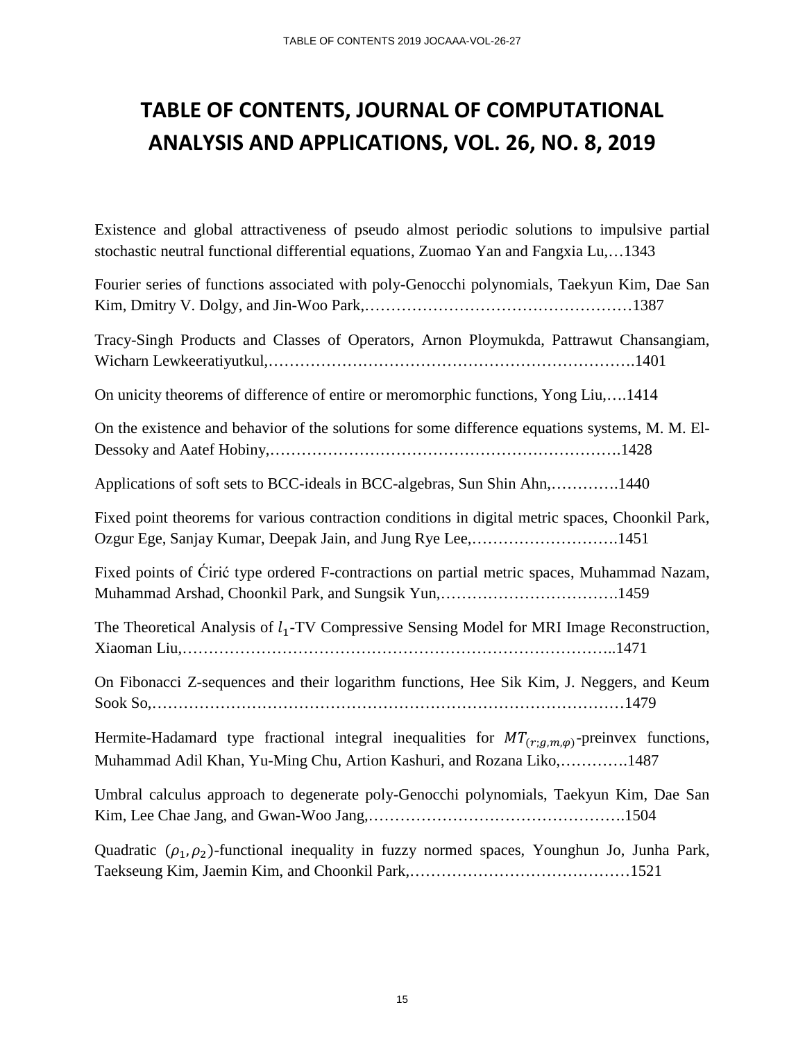# TABLE OF CONTENTS, JOURNAL OF COMPUTATIONAL ANALYSIS AND APPLICATIONS, VOL. 26, NO. 8, 2019

Existence and global attractiveness of pseudo almost periodic solutions to impulsive partial stochastic neutral functional differential equations, Zuomao Yan and Fangxia Lu,…1343

Fourier series of functions associated with poly-Genocchi polynomials, Taekyun Kim, Dae San Kim, Dmitry V. Dolgy, and Jin-Woo Park,……………………………………………1387

Tracy-Singh Products and Classes of Operators, Arnon Ploymukda, Pattrawut Chansangiam, Wicharn Lewkeeratiyutkul,………………………………………………………….1401

On unicity theorems of difference of entire or meromorphic functions, Yong Liu,….1414

On the existence and behavior of the solutions for some difference equations systems, M. M. El-Dessoky and Aatef Hobiny,……………………………………………………….1428

Applications of soft sets to BCC-ideals in BCC-algebras, Sun Shin Ahn,………….1440

Fixed point theorems for various contraction conditions in digital metric spaces, Choonkil Park, Ozgur Ege, Sanjay Kumar, Deepak Jain, and Jung Rye Lee,……………………….1451

Fixed points of Ćirić type ordered F-contractions on partial metric spaces, Muhammad Nazam, Muhammad Arshad, Choonkil Park, and Sungsik Yun,…………………………….1459

The Theoretical Analysis of $l_1$-TV Compressive Sensing Model for MRI Image Reconstruction, Xiaoman Liu,………………………………………………………………..1471

On Fibonacci Z-sequences and their logarithm functions, Hee Sik Kim, J. Neggers, and Keum Sook So,……………………………………………………………………………1479

Hermite-Hadamard type fractional integral inequalities for $MT_{(r;g,m,\varphi)}$-preinvex functions, Muhammad Adil Khan, Yu-Ming Chu, Artion Kashuri, and Rozana Liko,………….1487

Umbral calculus approach to degenerate poly-Genocchi polynomials, Taekyun Kim, Dae San Kim, Lee Chae Jang, and Gwan-Woo Jang,………………………………………….1504

Quadratic $(\rho_1, \rho_2)$-functional inequality in fuzzy normed spaces, Younghun Jo, Junha Park, Taekseung Kim, Jaemin Kim, and Choonkil Park,……………………………………1521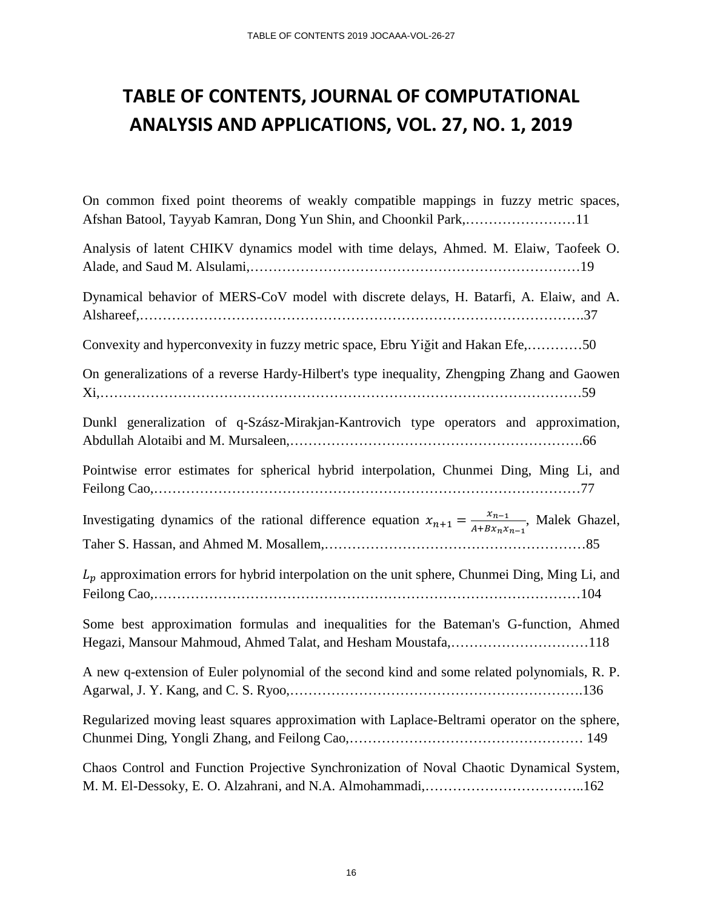# TABLE OF CONTENTS, JOURNAL OF COMPUTATIONAL ANALYSIS AND APPLICATIONS, VOL. 27, NO. 1, 2019

On common fixed point theorems of weakly compatible mappings in fuzzy metric spaces, Afshan Batool, Tayyab Kamran, Dong Yun Shin, and Choonkil Park,……………………11

Analysis of latent CHIKV dynamics model with time delays, Ahmed. M. Elaiw, Taofeek O. Alade, and Saud M. Alsulami,……………………………………………………………19

Dynamical behavior of MERS-CoV model with discrete delays, H. Batarfi, A. Elaiw, and A. Alshareef,……………………………………………………………………………………..37

Convexity and hyperconvexity in fuzzy metric space, Ebru Yiğit and Hakan Efe,…………50

On generalizations of a reverse Hardy-Hilbert's type inequality, Zhengping Zhang and Gaowen Xi,…………………………………………………………………………………………59

Dunkl generalization of q-Szász-Mirakjan-Kantrovich type operators and approximation, Abdullah Alotaibi and M. Mursaleen,…………………………………………………….66

Pointwise error estimates for spherical hybrid interpolation, Chunmei Ding, Ming Li, and Feilong Cao,………………………………………………………………………………77

Investigating dynamics of the rational difference equation $x_{n+1} = \frac{x_{n-1}}{A+Bx_n x_{n-1}}$, Malek Ghazel, Taher S. Hassan, and Ahmed M. Mosallem,…………………………………………………85

$L_p$ approximation errors for hybrid interpolation on the unit sphere, Chunmei Ding, Ming Li, and Feilong Cao,………………………………………………………………………………104

Some best approximation formulas and inequalities for the Bateman's G-function, Ahmed Hegazi, Mansour Mahmoud, Ahmed Talat, and Hesham Moustafa,…………………………118

A new q-extension of Euler polynomial of the second kind and some related polynomials, R. P. Agarwal, J. Y. Kang, and C. S. Ryoo,……………………………………………………….136

Regularized moving least squares approximation with Laplace-Beltrami operator on the sphere, Chunmei Ding, Yongli Zhang, and Feilong Cao,…………………………………………… 149

Chaos Control and Function Projective Synchronization of Noval Chaotic Dynamical System, M. M. El-Dessoky, E. O. Alzahrani, and N.A. Almohammadi,……………………………..162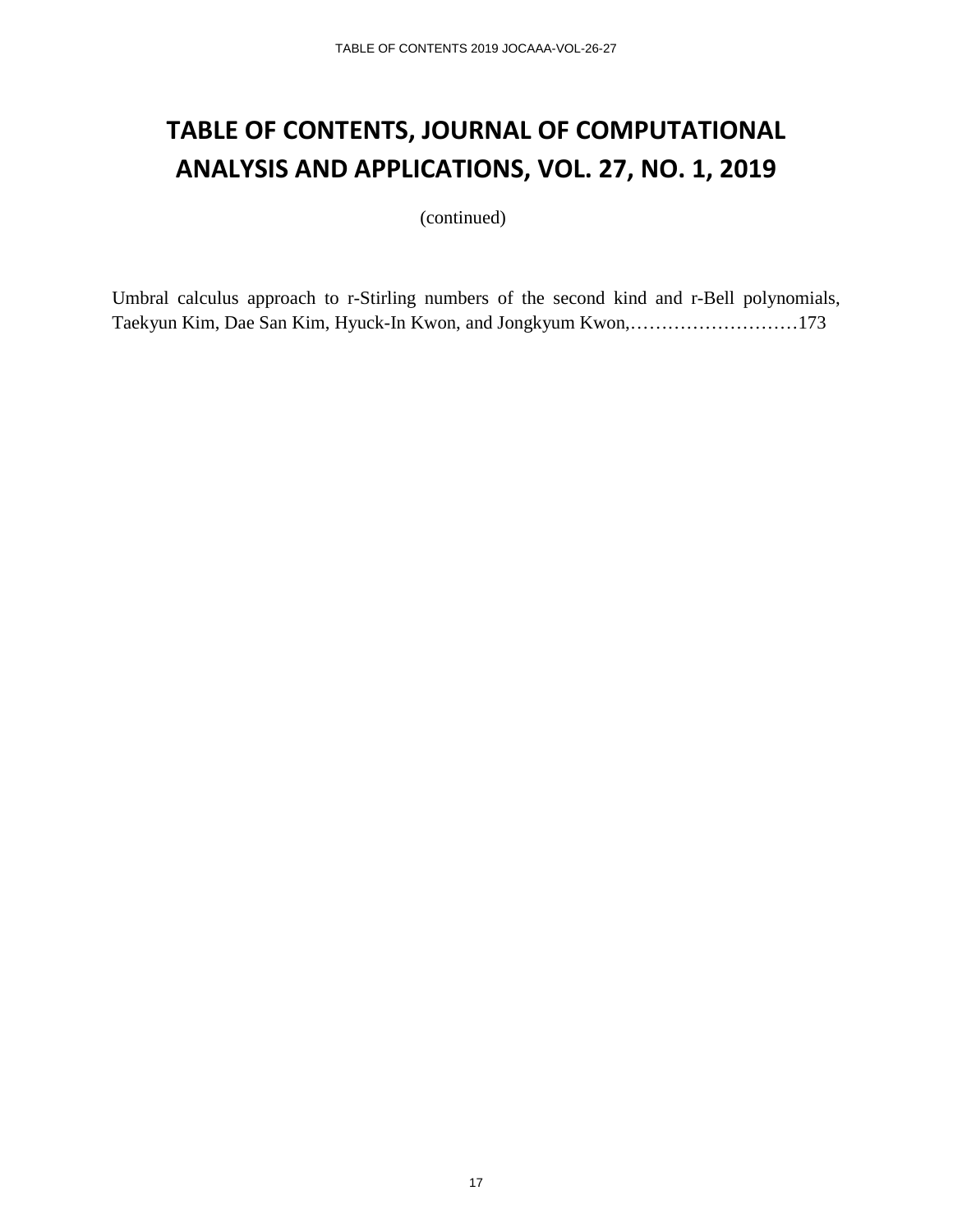# TABLE OF CONTENTS, JOURNAL OF COMPUTATIONAL ANALYSIS AND APPLICATIONS, VOL. 27, NO. 1, 2019

(continued)

Umbral calculus approach to r-Stirling numbers of the second kind and r-Bell polynomials, Taekyun Kim, Dae San Kim, Hyuck-In Kwon, and Jongkyum Kwon,………………………173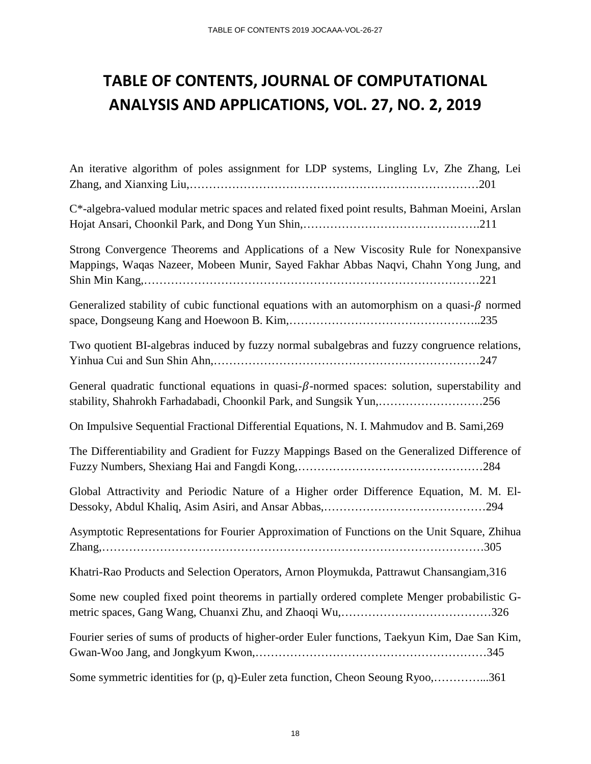# TABLE OF CONTENTS, JOURNAL OF COMPUTATIONAL ANALYSIS AND APPLICATIONS, VOL. 27, NO. 2, 2019

An iterative algorithm of poles assignment for LDP systems, Lingling Lv, Zhe Zhang, Lei Zhang, and Xianxing Liu,…………………………………………………………………201

C*-algebra-valued modular metric spaces and related fixed point results, Bahman Moeini, Arslan Hojat Ansari, Choonkil Park, and Dong Yun Shin,……………………………………….211

Strong Convergence Theorems and Applications of a New Viscosity Rule for Nonexpansive Mappings, Waqas Nazeer, Mobeen Munir, Sayed Fakhar Abbas Naqvi, Chahn Yong Jung, and Shin Min Kang,…………………………………………………………………………221

Generalized stability of cubic functional equations with an automorphism on a quasi-$\beta$ normed space, Dongseung Kang and Hoewoon B. Kim,…………………………………………..235

Two quotient BI-algebras induced by fuzzy normal subalgebras and fuzzy congruence relations, Yinhua Cui and Sun Shin Ahn,……………………………………………………………247

General quadratic functional equations in quasi-$\beta$-normed spaces: solution, superstability and stability, Shahrokh Farhadabadi, Choonkil Park, and Sungsik Yun,………………………256

On Impulsive Sequential Fractional Differential Equations, N. I. Mahmudov and B. Sami,269

The Differentiability and Gradient for Fuzzy Mappings Based on the Generalized Difference of Fuzzy Numbers, Shexiang Hai and Fangdi Kong,…………………………………………284

Global Attractivity and Periodic Nature of a Higher order Difference Equation, M. M. El-Dessoky, Abdul Khaliq, Asim Asiri, and Ansar Abbas,……………………………………294

Asymptotic Representations for Fourier Approximation of Functions on the Unit Square, Zhihua Zhang,…………………………………………………………………………………….305

Khatri-Rao Products and Selection Operators, Arnon Ploymukda, Pattrawut Chansangiam,316

Some new coupled fixed point theorems in partially ordered complete Menger probabilistic G-metric spaces, Gang Wang, Chuanxi Zhu, and Zhaoqi Wu,…………………………………326

Fourier series of sums of products of higher-order Euler functions, Taekyun Kim, Dae San Kim, Gwan-Woo Jang, and Jongkyum Kwon,……………………………………………………345

Some symmetric identities for (p, q)-Euler zeta function, Cheon Seoung Ryoo,…………...361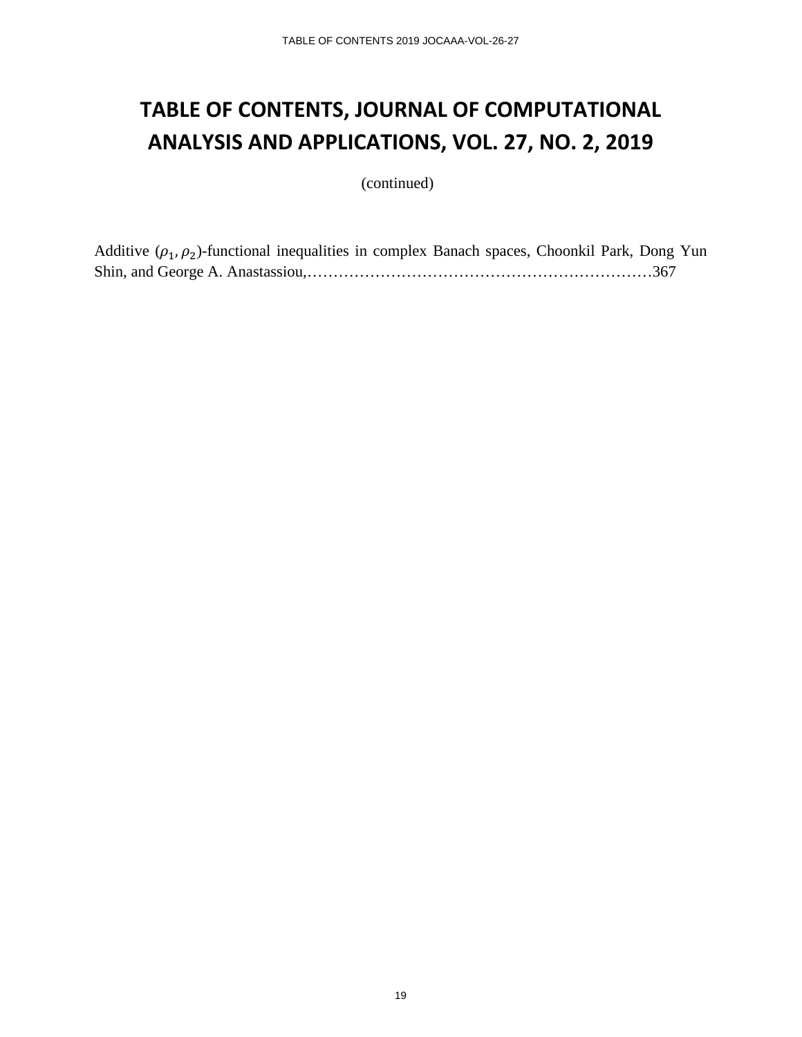# TABLE OF CONTENTS, JOURNAL OF COMPUTATIONAL ANALYSIS AND APPLICATIONS, VOL. 27, NO. 2, 2019

(continued)

Additive $(\rho_1, \rho_2)$-functional inequalities in complex Banach spaces, Choonkil Park, Dong Yun Shin, and George A. Anastassiou,……………………………………………………………367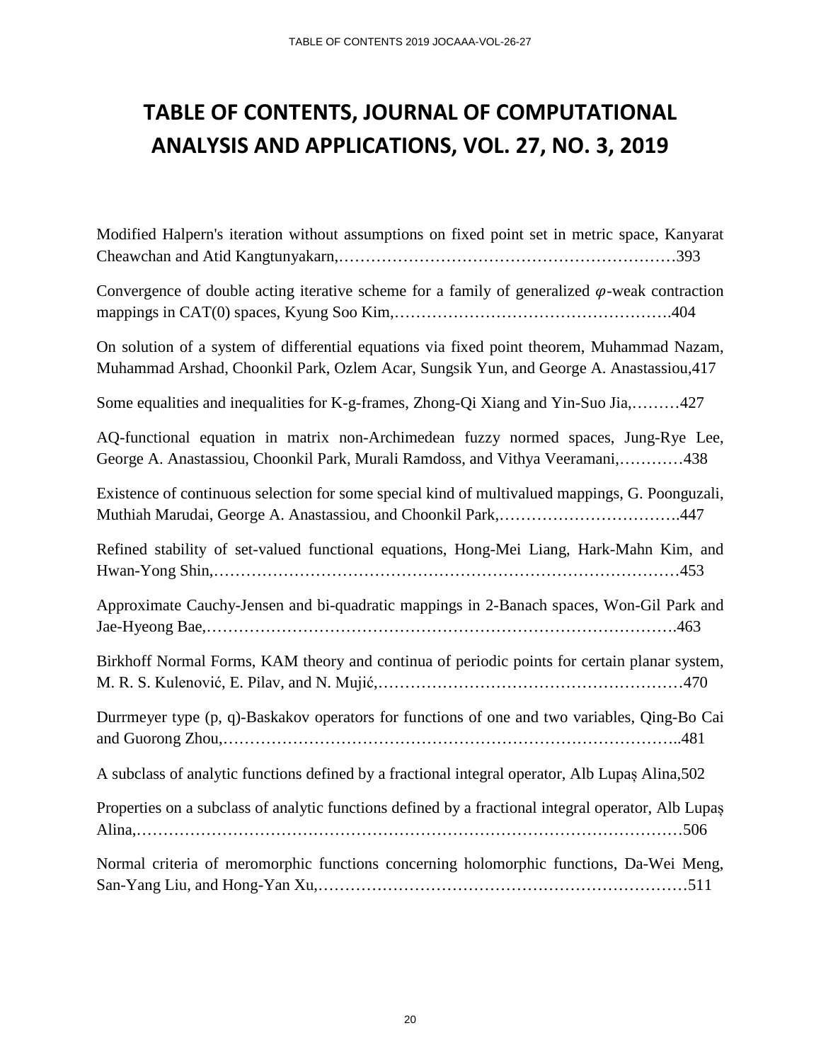# TABLE OF CONTENTS, JOURNAL OF COMPUTATIONAL ANALYSIS AND APPLICATIONS, VOL. 27, NO. 3, 2019

Modified Halpern's iteration without assumptions on fixed point set in metric space, Kanyarat Cheawchan and Atid Kangtunyakarn,………………………………………………………393

Convergence of double acting iterative scheme for a family of generalized $\varphi$-weak contraction mappings in CAT(0) spaces, Kyung Soo Kim,…………………………………………….404

On solution of a system of differential equations via fixed point theorem, Muhammad Nazam, Muhammad Arshad, Choonkil Park, Ozlem Acar, Sungsik Yun, and George A. Anastassiou,417

Some equalities and inequalities for K-g-frames, Zhong-Qi Xiang and Yin-Suo Jia,………427

AQ-functional equation in matrix non-Archimedean fuzzy normed spaces, Jung-Rye Lee, George A. Anastassiou, Choonkil Park, Murali Ramdoss, and Vithya Veeramani,…………438

Existence of continuous selection for some special kind of multivalued mappings, G. Poonguzali, Muthiah Marudai, George A. Anastassiou, and Choonkil Park,…………………………….447

Refined stability of set-valued functional equations, Hong-Mei Liang, Hark-Mahn Kim, and Hwan-Yong Shin,…………………………………………………………………………453

Approximate Cauchy-Jensen and bi-quadratic mappings in 2-Banach spaces, Won-Gil Park and Jae-Hyeong Bae,……………………………………………………………………….463

Birkhoff Normal Forms, KAM theory and continua of periodic points for certain planar system, M. R. S. Kulenović, E. Pilav, and N. Mujić,…………………………………………………470

Durrmeyer type (p, q)-Baskakov operators for functions of one and two variables, Qing-Bo Cai and Guorong Zhou,……………………………………………………………………..481

A subclass of analytic functions defined by a fractional integral operator, Alb Lupaș Alina,502

Properties on a subclass of analytic functions defined by a fractional integral operator, Alb Lupaș Alina,………………………………………………………………………………………506

Normal criteria of meromorphic functions concerning holomorphic functions, Da-Wei Meng, San-Yang Liu, and Hong-Yan Xu,……………………………………………………………511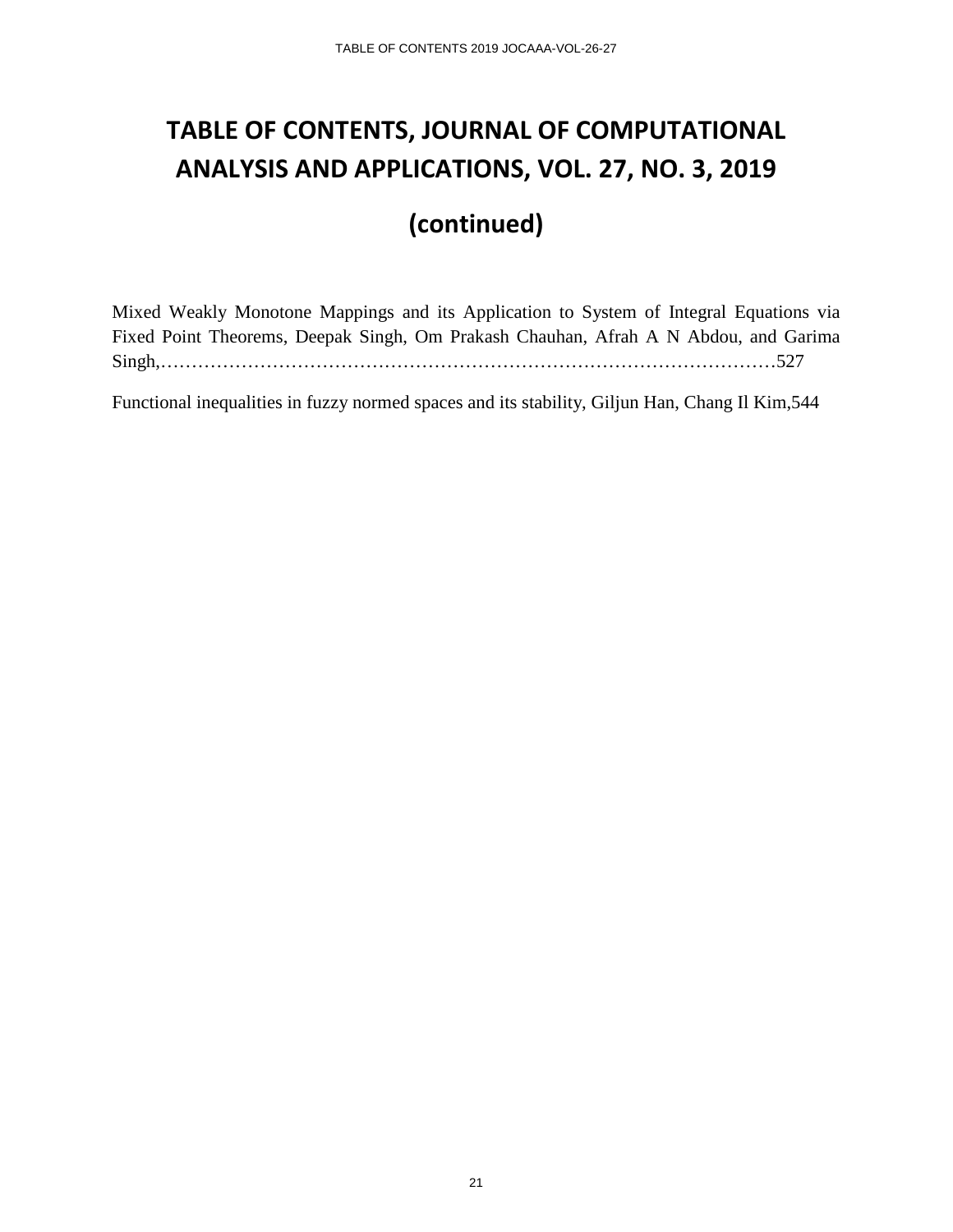# TABLE OF CONTENTS, JOURNAL OF COMPUTATIONAL ANALYSIS AND APPLICATIONS, VOL. 27, NO. 3, 2019

# (continued)

Mixed Weakly Monotone Mappings and its Application to System of Integral Equations via Fixed Point Theorems, Deepak Singh, Om Prakash Chauhan, Afrah A N Abdou, and Garima Singh,………………………………………………………………………………………527

Functional inequalities in fuzzy normed spaces and its stability, Giljun Han, Chang Il Kim,544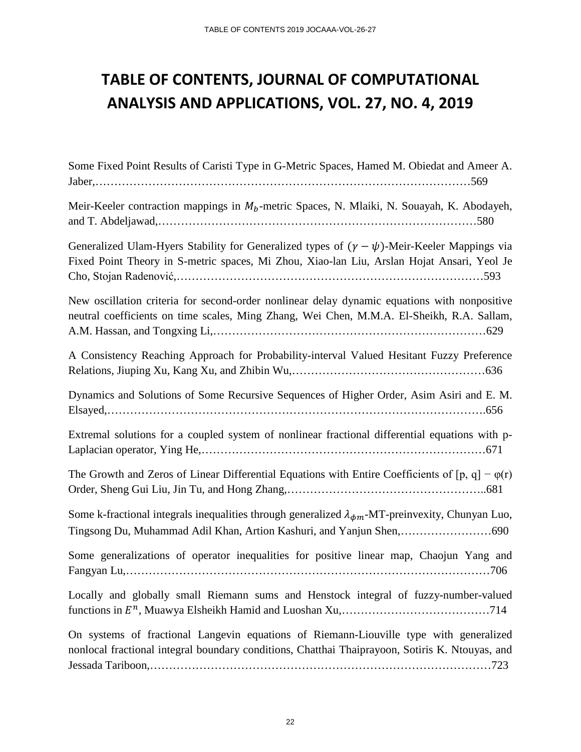# TABLE OF CONTENTS, JOURNAL OF COMPUTATIONAL ANALYSIS AND APPLICATIONS, VOL. 27, NO. 4, 2019

Some Fixed Point Results of Caristi Type in G-Metric Spaces, Hamed M. Obiedat and Ameer A. Jaber,……………………………………………………………………………………………569

Meir-Keeler contraction mappings in $M_b$-metric Spaces, N. Mlaiki, N. Souayah, K. Abodayeh, and T. Abdeljawad,…………………………………………………………………………580

Generalized Ulam-Hyers Stability for Generalized types of $(\gamma - \psi)$-Meir-Keeler Mappings via Fixed Point Theory in S-metric spaces, Mi Zhou, Xiao-lan Liu, Arslan Hojat Ansari, Yeol Je Cho, Stojan Radenović,…………………………………………………………………………593

New oscillation criteria for second-order nonlinear delay dynamic equations with nonpositive neutral coefficients on time scales, Ming Zhang, Wei Chen, M.M.A. El-Sheikh, R.A. Sallam, A.M. Hassan, and Tongxing Li,……………………………………………………………………629

A Consistency Reaching Approach for Probability-interval Valued Hesitant Fuzzy Preference Relations, Jiuping Xu, Kang Xu, and Zhibin Wu,……………………………………………636

Dynamics and Solutions of Some Recursive Sequences of Higher Order, Asim Asiri and E. M. Elsayed,…………………………………………………………………………………………….656

Extremal solutions for a coupled system of nonlinear fractional differential equations with p-Laplacian operator, Ying He,…………………………………………………………………671

The Growth and Zeros of Linear Differential Equations with Entire Coefficients of [p, q] − φ(r) Order, Sheng Gui Liu, Jin Tu, and Hong Zhang,……………………………………………..681

Some k-fractional integrals inequalities through generalized $\lambda_{\phi m}$-MT-preinvexity, Chunyan Luo, Tingsong Du, Muhammad Adil Khan, Artion Kashuri, and Yanjun Shen,……………………690

Some generalizations of operator inequalities for positive linear map, Chaojun Yang and Fangyan Lu,……………………………………………………………………………………706

Locally and globally small Riemann sums and Henstock integral of fuzzy-number-valued functions in $E^n$, Muawya Elsheikh Hamid and Luoshan Xu,…………………………………714

On systems of fractional Langevin equations of Riemann-Liouville type with generalized nonlocal fractional integral boundary conditions, Chatthai Thaiprayoon, Sotiris K. Ntouyas, and Jessada Tariboon,…………………………………………………………………………………723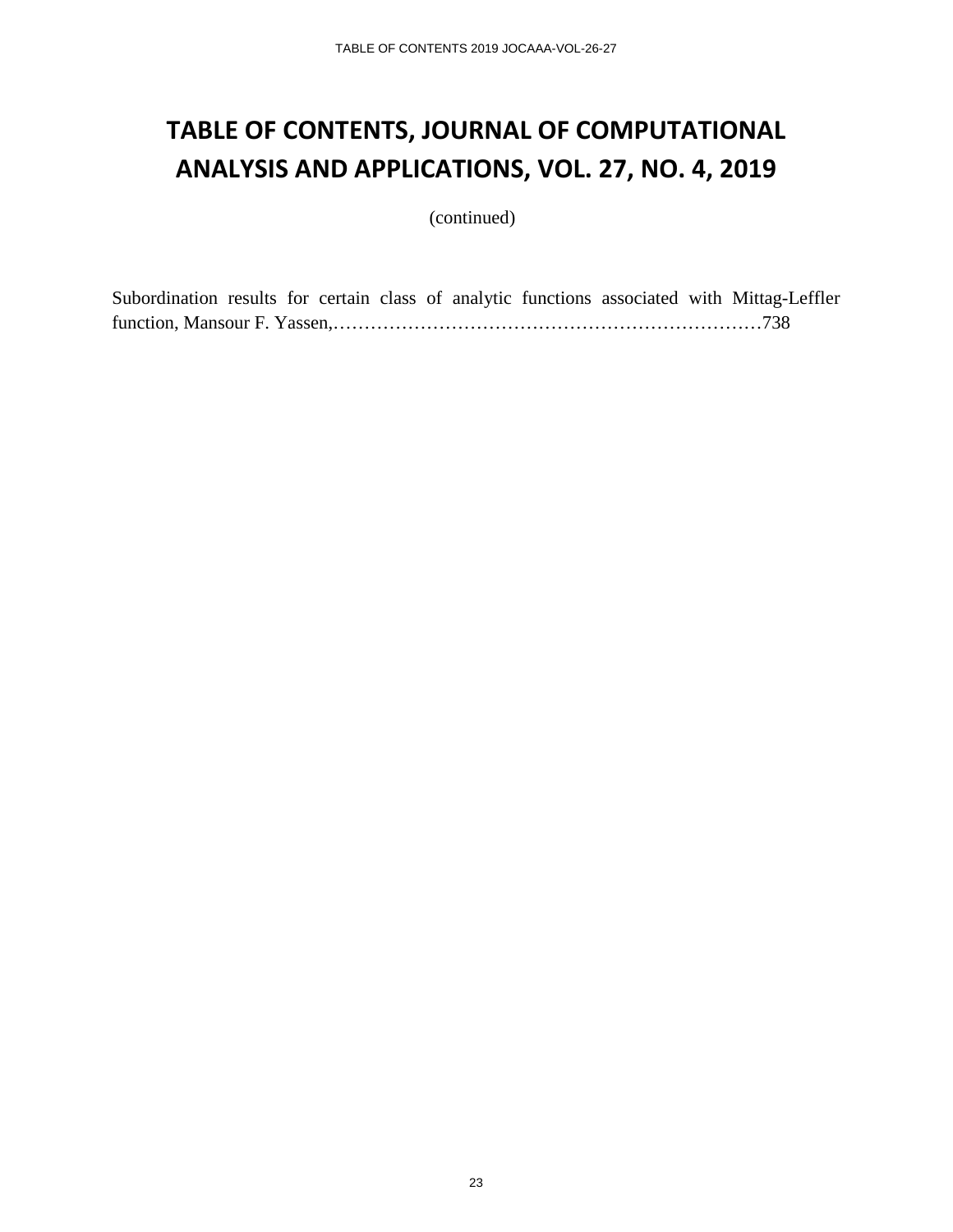# TABLE OF CONTENTS, JOURNAL OF COMPUTATIONAL ANALYSIS AND APPLICATIONS, VOL. 27, NO. 4, 2019

(continued)

Subordination results for certain class of analytic functions associated with Mittag-Leffler function, Mansour F. Yassen,……………………………………………………………738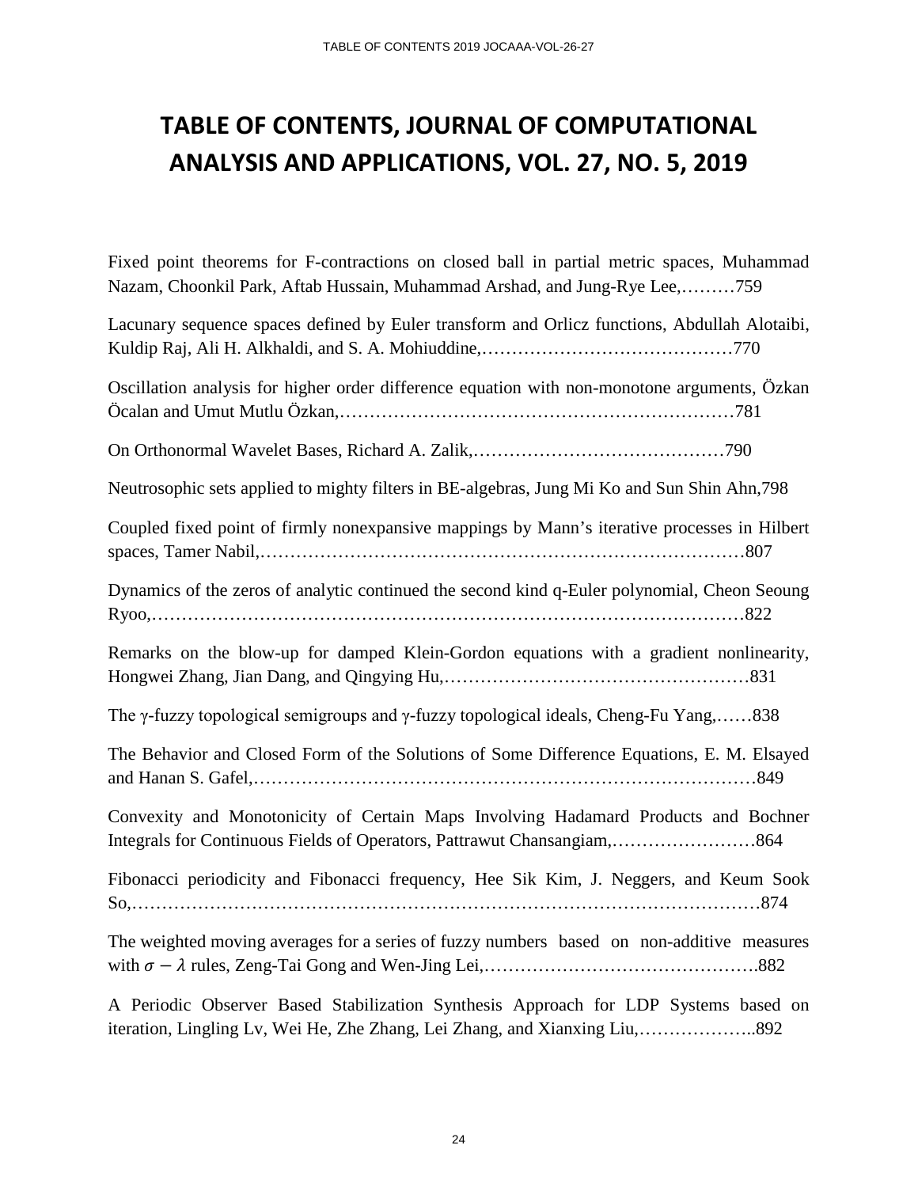# TABLE OF CONTENTS, JOURNAL OF COMPUTATIONAL ANALYSIS AND APPLICATIONS, VOL. 27, NO. 5, 2019

Fixed point theorems for F-contractions on closed ball in partial metric spaces, Muhammad Nazam, Choonkil Park, Aftab Hussain, Muhammad Arshad, and Jung-Rye Lee,………759

Lacunary sequence spaces defined by Euler transform and Orlicz functions, Abdullah Alotaibi, Kuldip Raj, Ali H. Alkhaldi, and S. A. Mohiuddine,……………………………………770

Oscillation analysis for higher order difference equation with non-monotone arguments, Özkan Öcalan and Umut Mutlu Özkan,…………………………………………………………781

On Orthonormal Wavelet Bases, Richard A. Zalik,……………………………………790

Neutrosophic sets applied to mighty filters in BE-algebras, Jung Mi Ko and Sun Shin Ahn,798

Coupled fixed point of firmly nonexpansive mappings by Mann's iterative processes in Hilbert spaces, Tamer Nabil,……………………………………………………………………807

Dynamics of the zeros of analytic continued the second kind q-Euler polynomial, Cheon Seoung Ryoo,…………………………………………………………………………………822

Remarks on the blow-up for damped Klein-Gordon equations with a gradient nonlinearity, Hongwei Zhang, Jian Dang, and Qingying Hu,……………………………………………831

The γ-fuzzy topological semigroups and γ-fuzzy topological ideals, Cheng-Fu Yang,……838

The Behavior and Closed Form of the Solutions of Some Difference Equations, E. M. Elsayed and Hanan S. Gafel,………………………………………………………………………849

Convexity and Monotonicity of Certain Maps Involving Hadamard Products and Bochner Integrals for Continuous Fields of Operators, Pattrawut Chansangiam,……………………864

Fibonacci periodicity and Fibonacci frequency, Hee Sik Kim, J. Neggers, and Keum Sook So,………………………………………………………………………………………874

The weighted moving averages for a series of fuzzy numbers based on non-additive measures with $\sigma - \lambda$ rules, Zeng-Tai Gong and Wen-Jing Lei,……………………………………….882

A Periodic Observer Based Stabilization Synthesis Approach for LDP Systems based on iteration, Lingling Lv, Wei He, Zhe Zhang, Lei Zhang, and Xianxing Liu,………………..892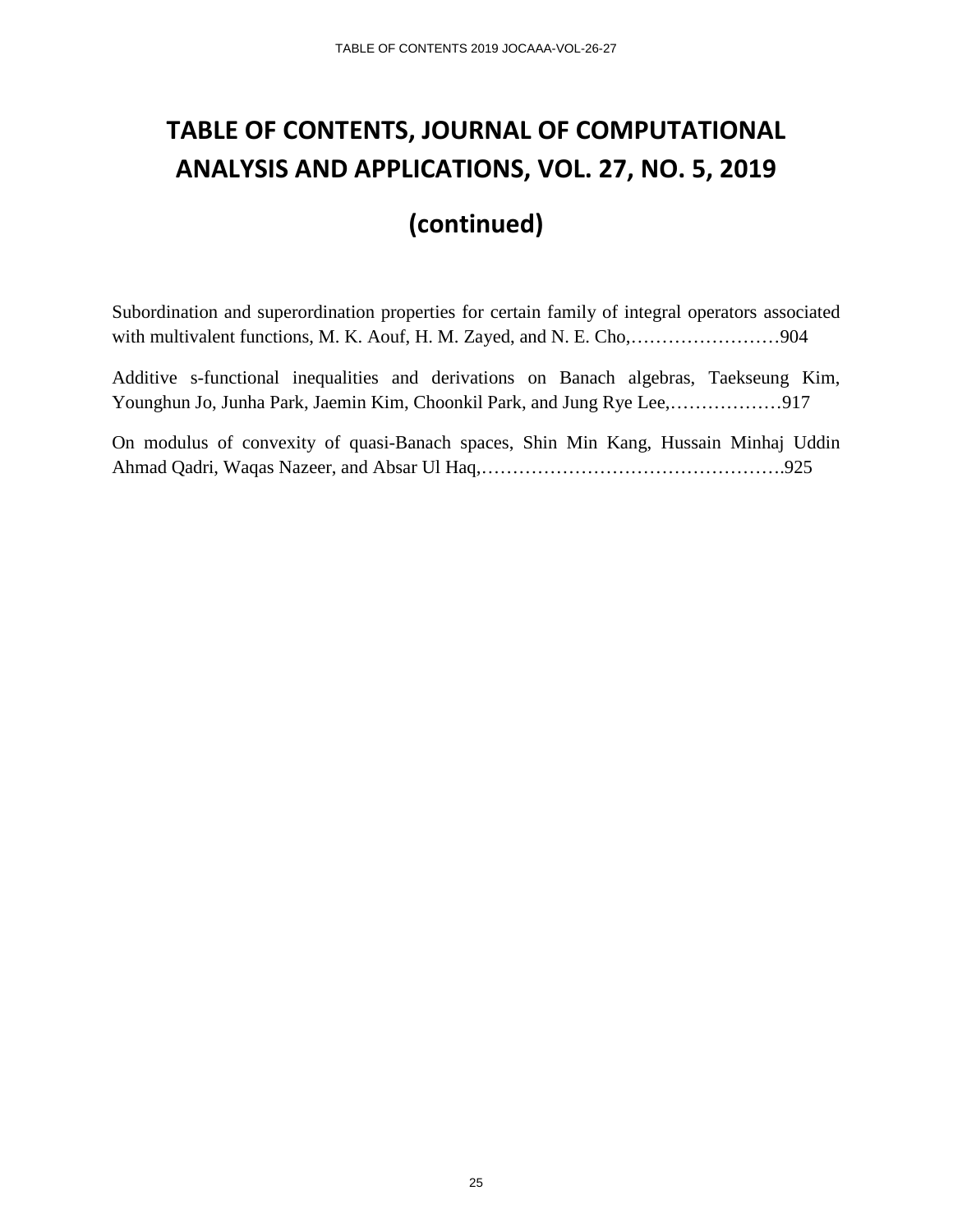# TABLE OF CONTENTS, JOURNAL OF COMPUTATIONAL ANALYSIS AND APPLICATIONS, VOL. 27, NO. 5, 2019

## (continued)

Subordination and superordination properties for certain family of integral operators associated with multivalent functions, M. K. Aouf, H. M. Zayed, and N. E. Cho,……………………904

Additive s-functional inequalities and derivations on Banach algebras, Taekseung Kim, Younghun Jo, Junha Park, Jaemin Kim, Choonkil Park, and Jung Rye Lee,………………917

On modulus of convexity of quasi-Banach spaces, Shin Min Kang, Hussain Minhaj Uddin Ahmad Qadri, Waqas Nazeer, and Absar Ul Haq,………………………………………….925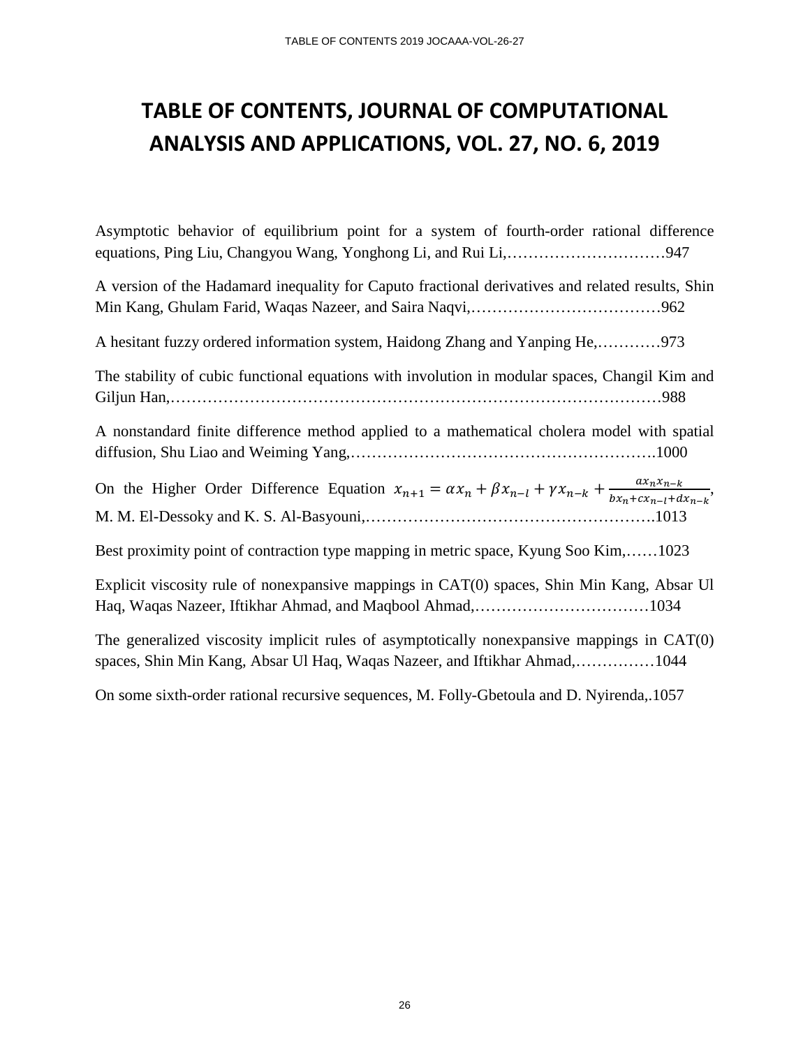# TABLE OF CONTENTS, JOURNAL OF COMPUTATIONAL ANALYSIS AND APPLICATIONS, VOL. 27, NO. 6, 2019

Asymptotic behavior of equilibrium point for a system of fourth-order rational difference equations, Ping Liu, Changyou Wang, Yonghong Li, and Rui Li,…………………………947

A version of the Hadamard inequality for Caputo fractional derivatives and related results, Shin Min Kang, Ghulam Farid, Waqas Nazeer, and Saira Naqvi,………………………………962

A hesitant fuzzy ordered information system, Haidong Zhang and Yanping He,…………973

The stability of cubic functional equations with involution in modular spaces, Changil Kim and Giljun Han,…………………………………………………………………………………988

A nonstandard finite difference method applied to a mathematical cholera model with spatial diffusion, Shu Liao and Weiming Yang,………………………………………………….1000

On the Higher Order Difference Equation $x_{n+1} = \alpha x_n + \beta x_{n-l} + \gamma x_{n-k} + \frac{a x_n x_{n-k}}{b x_n + c x_{n-l} + d x_{n-k}}$, M. M. El-Dessoky and K. S. Al-Basyouni,……………………………………………….1013

Best proximity point of contraction type mapping in metric space, Kyung Soo Kim,……1023

Explicit viscosity rule of nonexpansive mappings in CAT(0) spaces, Shin Min Kang, Absar Ul Haq, Waqas Nazeer, Iftikhar Ahmad, and Maqbool Ahmad,……………………………1034

The generalized viscosity implicit rules of asymptotically nonexpansive mappings in CAT(0) spaces, Shin Min Kang, Absar Ul Haq, Waqas Nazeer, and Iftikhar Ahmad,……………1044

On some sixth-order rational recursive sequences, M. Folly-Gbetoula and D. Nyirenda,.1057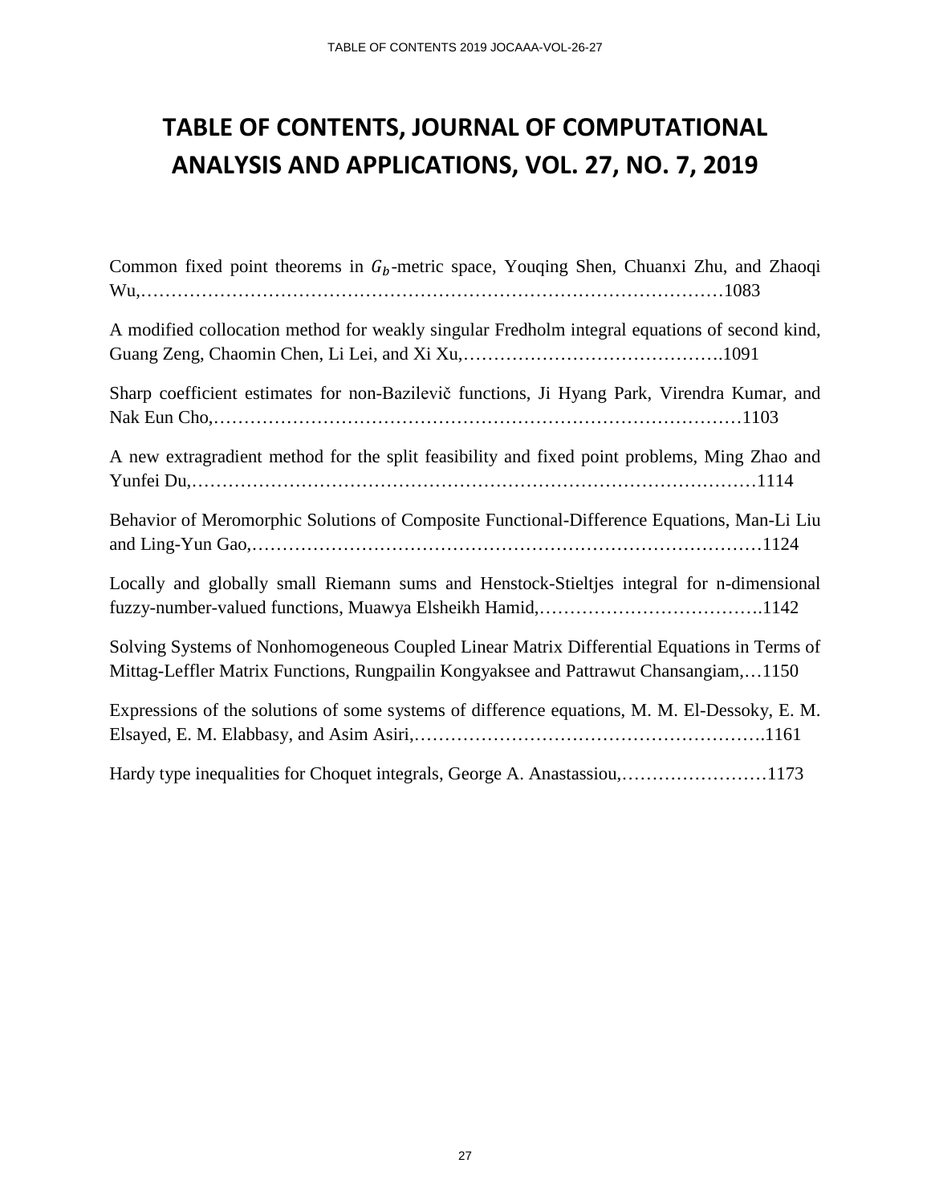# TABLE OF CONTENTS, JOURNAL OF COMPUTATIONAL ANALYSIS AND APPLICATIONS, VOL. 27, NO. 7, 2019

Common fixed point theorems in $G_b$-metric space, Youqing Shen, Chuanxi Zhu, and Zhaoqi Wu,……………………………………………………………………………………1083

A modified collocation method for weakly singular Fredholm integral equations of second kind, Guang Zeng, Chaomin Chen, Li Lei, and Xi Xu,…………………………………….1091

Sharp coefficient estimates for non-Bazilevič functions, Ji Hyang Park, Virendra Kumar, and Nak Eun Cho,……………………………………………………………………………1103

A new extragradient method for the split feasibility and fixed point problems, Ming Zhao and Yunfei Du,………………………………………………………………………………1114

Behavior of Meromorphic Solutions of Composite Functional-Difference Equations, Man-Li Liu and Ling-Yun Gao,………………………………………………………………………1124

Locally and globally small Riemann sums and Henstock-Stieltjes integral for n-dimensional fuzzy-number-valued functions, Muawya Elsheikh Hamid,……………………………….1142

Solving Systems of Nonhomogeneous Coupled Linear Matrix Differential Equations in Terms of Mittag-Leffler Matrix Functions, Rungpailin Kongyaksee and Pattrawut Chansangiam,…1150

Expressions of the solutions of some systems of difference equations, M. M. El-Dessoky, E. M. Elsayed, E. M. Elabbasy, and Asim Asiri,……………………………………………….1161

Hardy type inequalities for Choquet integrals, George A. Anastassiou,……………………1173